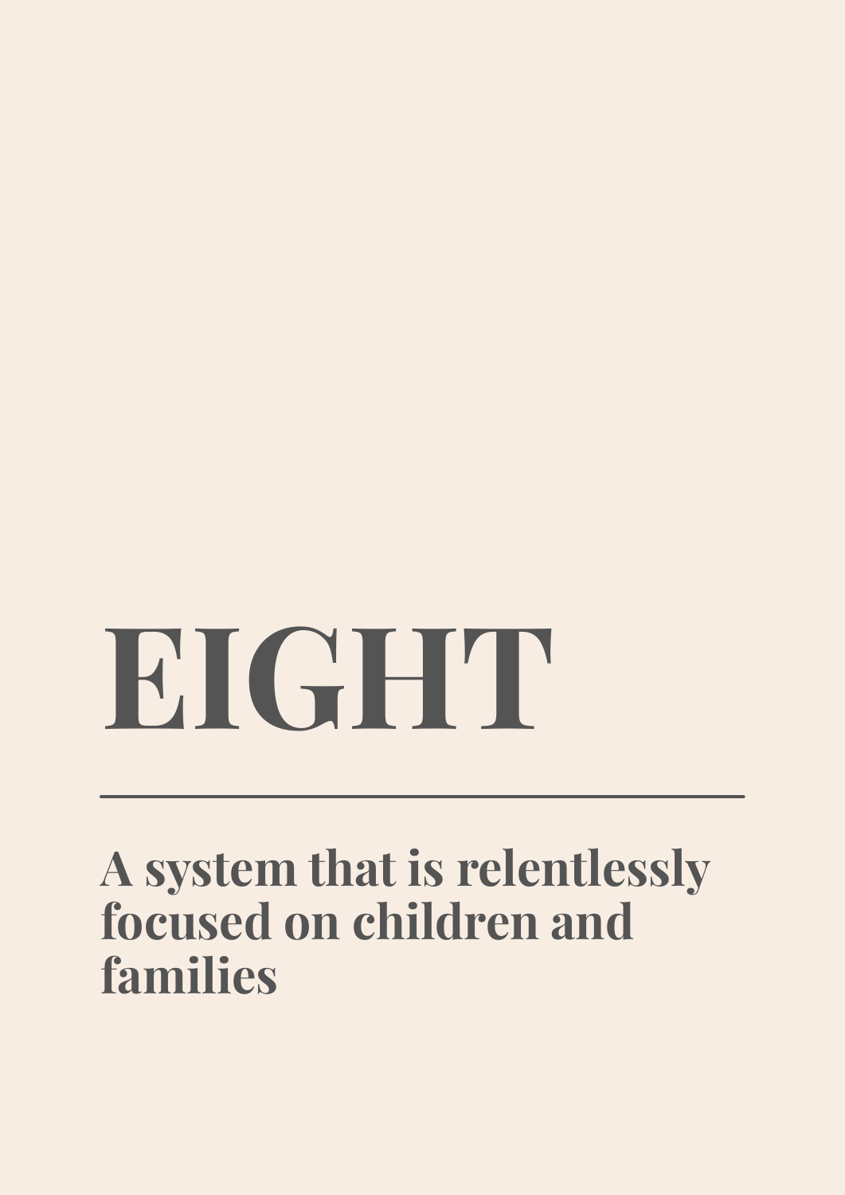# EIGHT

---

**A system that is relentlessly focused on children and families**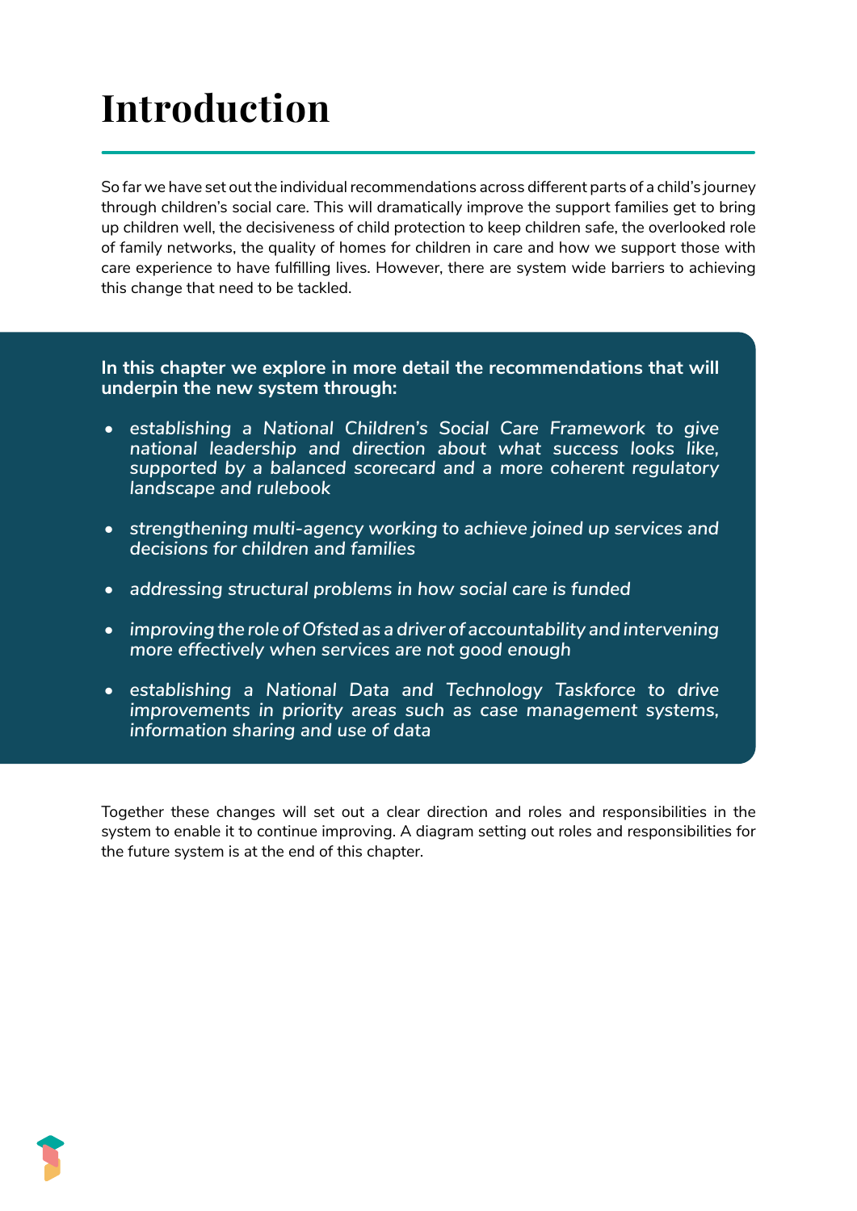# Introduction

So far we have set out the individual recommendations across different parts of a child's journey through children's social care. This will dramatically improve the support families get to bring up children well, the decisiveness of child protection to keep children safe, the overlooked role of family networks, the quality of homes for children in care and how we support those with care experience to have fulfilling lives. However, there are system wide barriers to achieving this change that need to be tackled.

**In this chapter we explore in more detail the recommendations that will underpin the new system through:**

- *establishing a National Children's Social Care Framework to give national leadership and direction about what success looks like, supported by a balanced scorecard and a more coherent regulatory landscape and rulebook*
- *strengthening multi-agency working to achieve joined up services and decisions for children and families*
- *addressing structural problems in how social care is funded*
- *improving the role of Ofsted as a driver of accountability and intervening more effectively when services are not good enough*
- *establishing a National Data and Technology Taskforce to drive improvements in priority areas such as case management systems, information sharing and use of data*

Together these changes will set out a clear direction and roles and responsibilities in the system to enable it to continue improving. A diagram setting out roles and responsibilities for the future system is at the end of this chapter.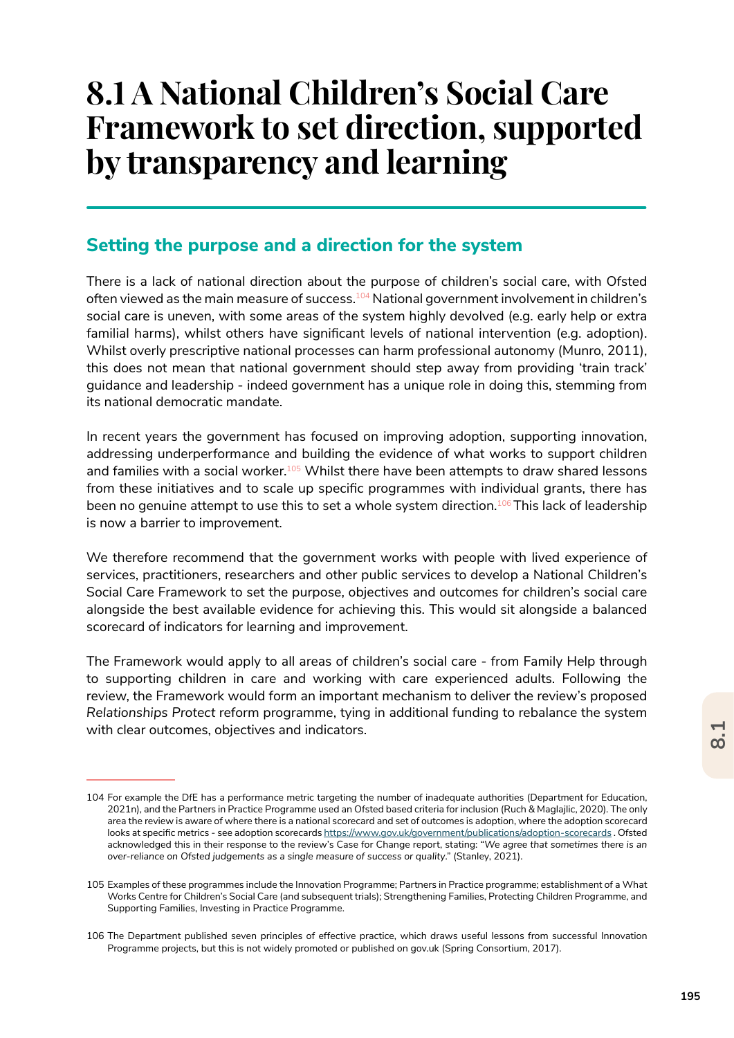# 8.1 A National Children's Social Care Framework to set direction, supported by transparency and learning

## Setting the purpose and a direction for the system

There is a lack of national direction about the purpose of children's social care, with Ofsted often viewed as the main measure of success.[104] National government involvement in children's social care is uneven, with some areas of the system highly devolved (e.g. early help or extra familial harms), whilst others have significant levels of national intervention (e.g. adoption). Whilst overly prescriptive national processes can harm professional autonomy (Munro, 2011), this does not mean that national government should step away from providing 'train track' guidance and leadership - indeed government has a unique role in doing this, stemming from its national democratic mandate.

In recent years the government has focused on improving adoption, supporting innovation, addressing underperformance and building the evidence of what works to support children and families with a social worker.[105] Whilst there have been attempts to draw shared lessons from these initiatives and to scale up specific programmes with individual grants, there has been no genuine attempt to use this to set a whole system direction.[106] This lack of leadership is now a barrier to improvement.

We therefore recommend that the government works with people with lived experience of services, practitioners, researchers and other public services to develop a National Children's Social Care Framework to set the purpose, objectives and outcomes for children's social care alongside the best available evidence for achieving this. This would sit alongside a balanced scorecard of indicators for learning and improvement.

The Framework would apply to all areas of children's social care - from Family Help through to supporting children in care and working with care experienced adults. Following the review, the Framework would form an important mechanism to deliver the review's proposed *Relationships Protect* reform programme, tying in additional funding to rebalance the system with clear outcomes, objectives and indicators.

---

104 For example the DfE has a performance metric targeting the number of inadequate authorities (Department for Education, 2021n), and the Partners in Practice Programme used an Ofsted based criteria for inclusion (Ruch & Maglajlic, 2020). The only area the review is aware of where there is a national scorecard and set of outcomes is adoption, where the adoption scorecard looks at specific metrics - see adoption scorecards https://www.gov.uk/government/publications/adoption-scorecards . Ofsted acknowledged this in their response to the review's Case for Change report, stating: "*We agree that sometimes there is an over-reliance on Ofsted judgements as a single measure of success or quality.*" (Stanley, 2021).

105 Examples of these programmes include the Innovation Programme; Partners in Practice programme; establishment of a What Works Centre for Children's Social Care (and subsequent trials); Strengthening Families, Protecting Children Programme, and Supporting Families, Investing in Practice Programme.

106 The Department published seven principles of effective practice, which draws useful lessons from successful Innovation Programme projects, but this is not widely promoted or published on gov.uk (Spring Consortium, 2017).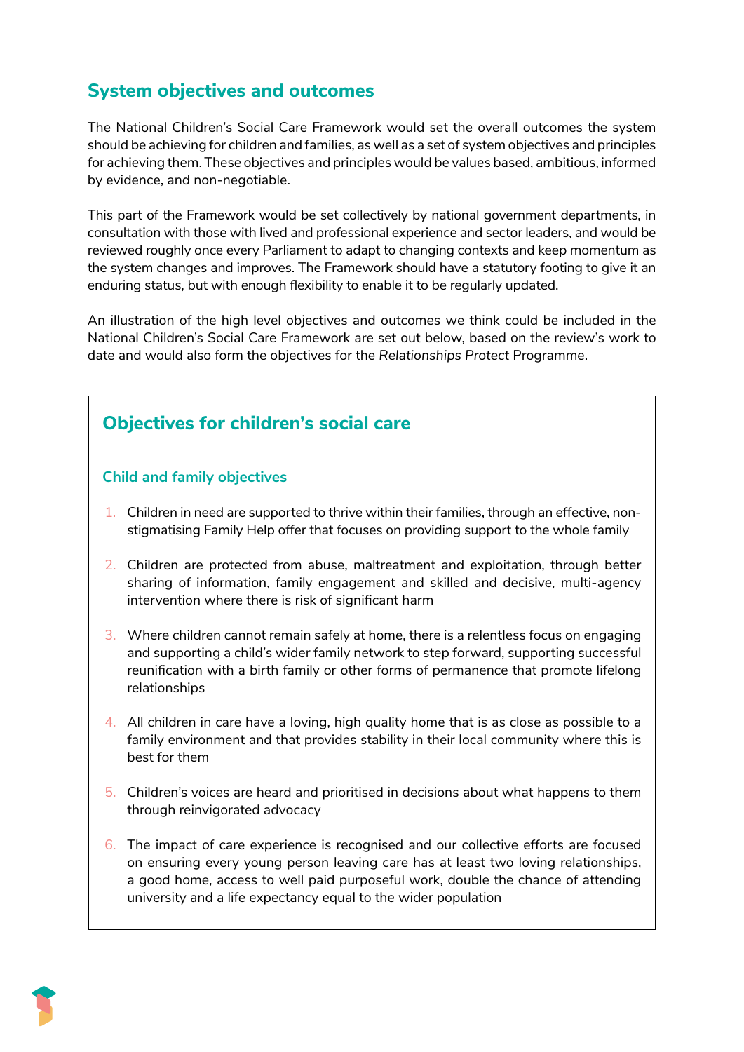## System objectives and outcomes

The National Children's Social Care Framework would set the overall outcomes the system should be achieving for children and families, as well as a set of system objectives and principles for achieving them. These objectives and principles would be values based, ambitious, informed by evidence, and non-negotiable.

This part of the Framework would be set collectively by national government departments, in consultation with those with lived and professional experience and sector leaders, and would be reviewed roughly once every Parliament to adapt to changing contexts and keep momentum as the system changes and improves. The Framework should have a statutory footing to give it an enduring status, but with enough flexibility to enable it to be regularly updated.

An illustration of the high level objectives and outcomes we think could be included in the National Children's Social Care Framework are set out below, based on the review's work to date and would also form the objectives for the *Relationships Protect* Programme.

### Objectives for children's social care

#### Child and family objectives

1. Children in need are supported to thrive within their families, through an effective, non-stigmatising Family Help offer that focuses on providing support to the whole family
2. Children are protected from abuse, maltreatment and exploitation, through better sharing of information, family engagement and skilled and decisive, multi-agency intervention where there is risk of significant harm
3. Where children cannot remain safely at home, there is a relentless focus on engaging and supporting a child's wider family network to step forward, supporting successful reunification with a birth family or other forms of permanence that promote lifelong relationships
4. All children in care have a loving, high quality home that is as close as possible to a family environment and that provides stability in their local community where this is best for them
5. Children's voices are heard and prioritised in decisions about what happens to them through reinvigorated advocacy
6. The impact of care experience is recognised and our collective efforts are focused on ensuring every young person leaving care has at least two loving relationships, a good home, access to well paid purposeful work, double the chance of attending university and a life expectancy equal to the wider population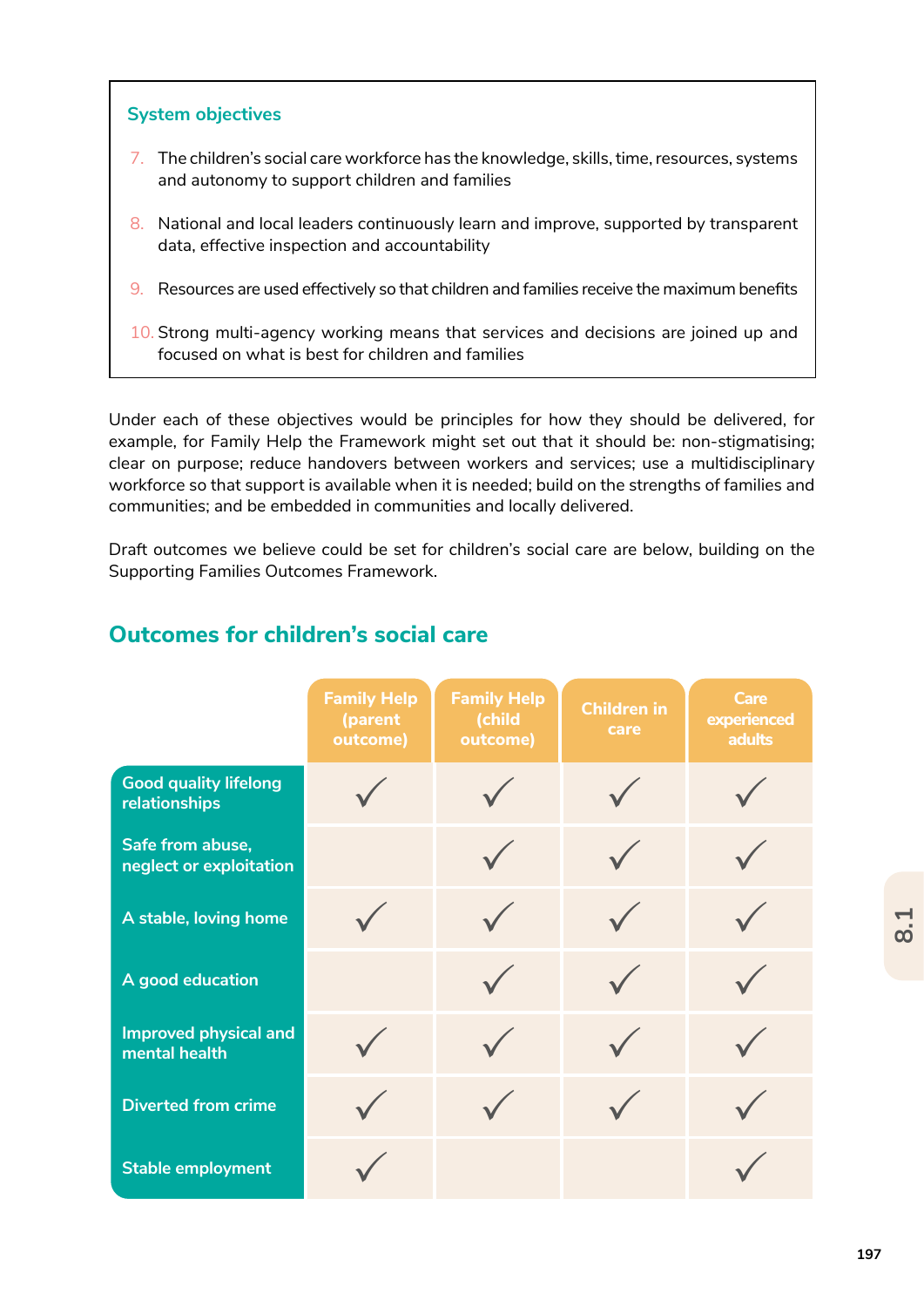**System objectives**

7. The children's social care workforce has the knowledge, skills, time, resources, systems and autonomy to support children and families
8. National and local leaders continuously learn and improve, supported by transparent data, effective inspection and accountability
9. Resources are used effectively so that children and families receive the maximum benefits
10. Strong multi-agency working means that services and decisions are joined up and focused on what is best for children and families

Under each of these objectives would be principles for how they should be delivered, for example, for Family Help the Framework might set out that it should be: non-stigmatising; clear on purpose; reduce handovers between workers and services; use a multidisciplinary workforce so that support is available when it is needed; build on the strengths of families and communities; and be embedded in communities and locally delivered.

Draft outcomes we believe could be set for children's social care are below, building on the Supporting Families Outcomes Framework.

## Outcomes for children's social care

| | Family Help (parent outcome) | Family Help (child outcome) | Children in care | Care experienced adults |
|---|---|---|---|---|
| Good quality lifelong relationships | ✓ | ✓ | ✓ | ✓ |
| Safe from abuse, neglect or exploitation | | ✓ | ✓ | ✓ |
| A stable, loving home | ✓ | ✓ | ✓ | ✓ |
| A good education | | ✓ | ✓ | ✓ |
| Improved physical and mental health | ✓ | ✓ | ✓ | ✓ |
| Diverted from crime | ✓ | ✓ | ✓ | ✓ |
| Stable employment | ✓ | | | ✓ |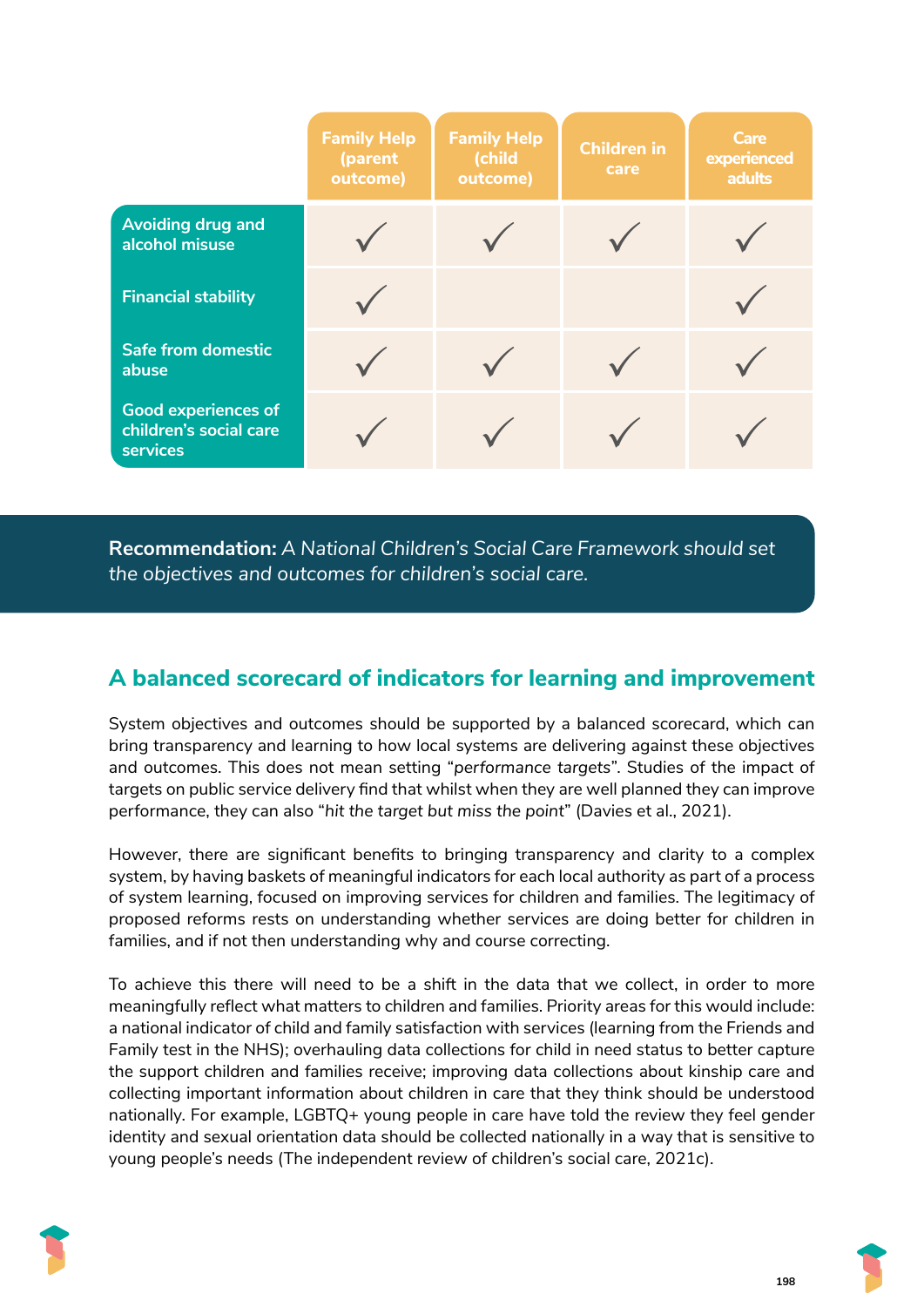| | Family Help (parent outcome) | Family Help (child outcome) | Children in care | Care experienced adults |
| --- | --- | --- | --- | --- |
| Avoiding drug and alcohol misuse | ✓ | ✓ | ✓ | ✓ |
| Financial stability | ✓ | | | ✓ |
| Safe from domestic abuse | ✓ | ✓ | ✓ | ✓ |
| Good experiences of children's social care services | ✓ | ✓ | ✓ | ✓ |

**Recommendation:** *A National Children's Social Care Framework should set the objectives and outcomes for children's social care.*

## A balanced scorecard of indicators for learning and improvement

System objectives and outcomes should be supported by a balanced scorecard, which can bring transparency and learning to how local systems are delivering against these objectives and outcomes. This does not mean setting "*performance targets*". Studies of the impact of targets on public service delivery find that whilst when they are well planned they can improve performance, they can also "*hit the target but miss the point*" (Davies et al., 2021).

However, there are significant benefits to bringing transparency and clarity to a complex system, by having baskets of meaningful indicators for each local authority as part of a process of system learning, focused on improving services for children and families. The legitimacy of proposed reforms rests on understanding whether services are doing better for children in families, and if not then understanding why and course correcting.

To achieve this there will need to be a shift in the data that we collect, in order to more meaningfully reflect what matters to children and families. Priority areas for this would include: a national indicator of child and family satisfaction with services (learning from the Friends and Family test in the NHS); overhauling data collections for child in need status to better capture the support children and families receive; improving data collections about kinship care and collecting important information about children in care that they think should be understood nationally. For example, LGBTQ+ young people in care have told the review they feel gender identity and sexual orientation data should be collected nationally in a way that is sensitive to young people's needs (The independent review of children's social care, 2021c).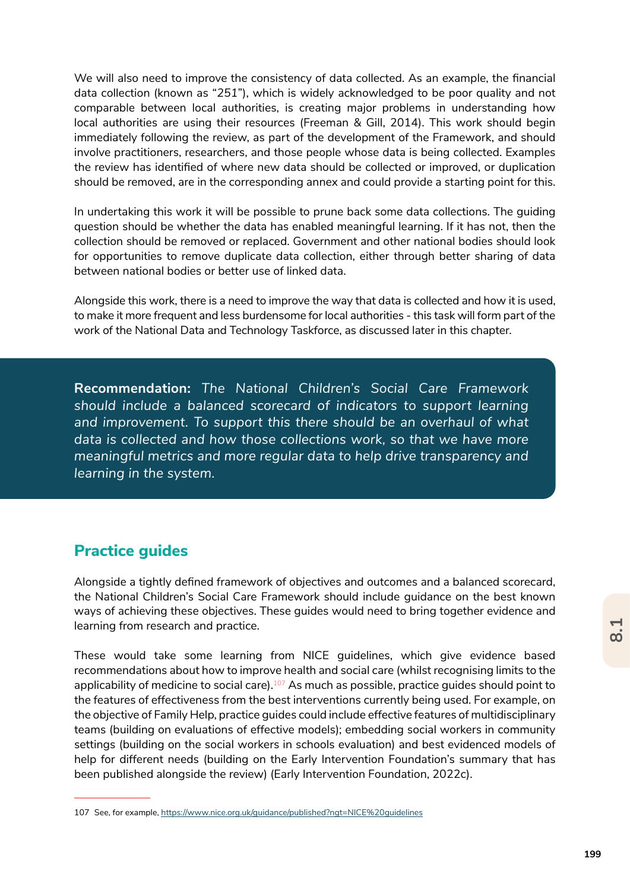We will also need to improve the consistency of data collected. As an example, the financial data collection (known as "251"), which is widely acknowledged to be poor quality and not comparable between local authorities, is creating major problems in understanding how local authorities are using their resources (Freeman & Gill, 2014). This work should begin immediately following the review, as part of the development of the Framework, and should involve practitioners, researchers, and those people whose data is being collected. Examples the review has identified of where new data should be collected or improved, or duplication should be removed, are in the corresponding annex and could provide a starting point for this.

In undertaking this work it will be possible to prune back some data collections. The guiding question should be whether the data has enabled meaningful learning. If it has not, then the collection should be removed or replaced. Government and other national bodies should look for opportunities to remove duplicate data collection, either through better sharing of data between national bodies or better use of linked data.

Alongside this work, there is a need to improve the way that data is collected and how it is used, to make it more frequent and less burdensome for local authorities - this task will form part of the work of the National Data and Technology Taskforce, as discussed later in this chapter.

**Recommendation:** *The National Children's Social Care Framework should include a balanced scorecard of indicators to support learning and improvement. To support this there should be an overhaul of what data is collected and how those collections work, so that we have more meaningful metrics and more regular data to help drive transparency and learning in the system.*

## Practice guides

Alongside a tightly defined framework of objectives and outcomes and a balanced scorecard, the National Children's Social Care Framework should include guidance on the best known ways of achieving these objectives. These guides would need to bring together evidence and learning from research and practice.

These would take some learning from NICE guidelines, which give evidence based recommendations about how to improve health and social care (whilst recognising limits to the applicability of medicine to social care).[107] As much as possible, practice guides should point to the features of effectiveness from the best interventions currently being used. For example, on the objective of Family Help, practice guides could include effective features of multidisciplinary teams (building on evaluations of effective models); embedding social workers in community settings (building on the social workers in schools evaluation) and best evidenced models of help for different needs (building on the Early Intervention Foundation's summary that has been published alongside the review) (Early Intervention Foundation, 2022c).

107 See, for example, https://www.nice.org.uk/guidance/published?ngt=NICE%20guidelines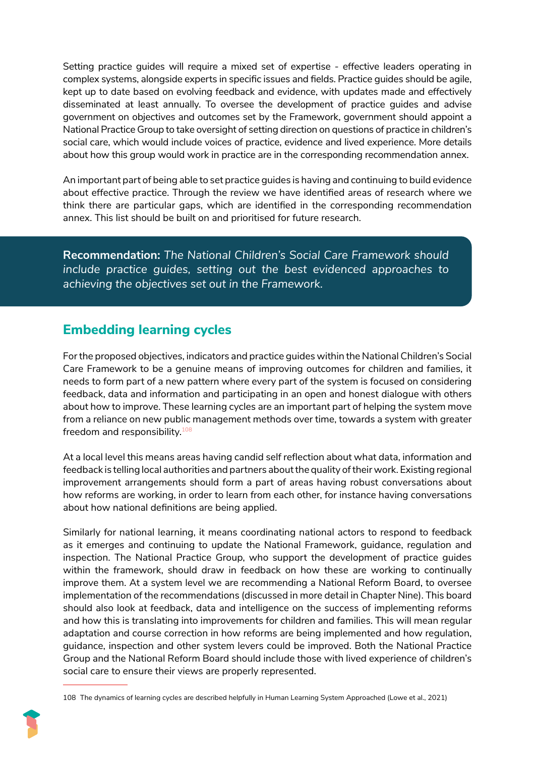Setting practice guides will require a mixed set of expertise - effective leaders operating in complex systems, alongside experts in specific issues and fields. Practice guides should be agile, kept up to date based on evolving feedback and evidence, with updates made and effectively disseminated at least annually. To oversee the development of practice guides and advise government on objectives and outcomes set by the Framework, government should appoint a National Practice Group to take oversight of setting direction on questions of practice in children's social care, which would include voices of practice, evidence and lived experience. More details about how this group would work in practice are in the corresponding recommendation annex.

An important part of being able to set practice guides is having and continuing to build evidence about effective practice. Through the review we have identified areas of research where we think there are particular gaps, which are identified in the corresponding recommendation annex. This list should be built on and prioritised for future research.

> **Recommendation:** *The National Children's Social Care Framework should include practice guides, setting out the best evidenced approaches to achieving the objectives set out in the Framework.*

## Embedding learning cycles

For the proposed objectives, indicators and practice guides within the National Children's Social Care Framework to be a genuine means of improving outcomes for children and families, it needs to form part of a new pattern where every part of the system is focused on considering feedback, data and information and participating in an open and honest dialogue with others about how to improve. These learning cycles are an important part of helping the system move from a reliance on new public management methods over time, towards a system with greater freedom and responsibility.[108]

At a local level this means areas having candid self reflection about what data, information and feedback is telling local authorities and partners about the quality of their work. Existing regional improvement arrangements should form a part of areas having robust conversations about how reforms are working, in order to learn from each other, for instance having conversations about how national definitions are being applied.

Similarly for national learning, it means coordinating national actors to respond to feedback as it emerges and continuing to update the National Framework, guidance, regulation and inspection. The National Practice Group, who support the development of practice guides within the framework, should draw in feedback on how these are working to continually improve them. At a system level we are recommending a National Reform Board, to oversee implementation of the recommendations (discussed in more detail in Chapter Nine). This board should also look at feedback, data and intelligence on the success of implementing reforms and how this is translating into improvements for children and families. This will mean regular adaptation and course correction in how reforms are being implemented and how regulation, guidance, inspection and other system levers could be improved. Both the National Practice Group and the National Reform Board should include those with lived experience of children's social care to ensure their views are properly represented.

---

108 The dynamics of learning cycles are described helpfully in Human Learning System Approached (Lowe et al., 2021)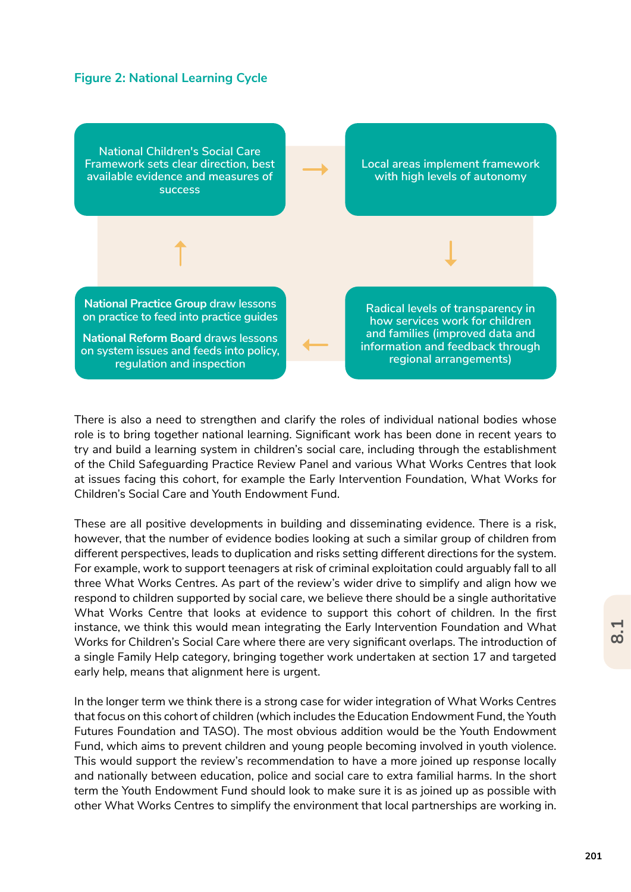**Figure 2: National Learning Cycle**

National Children's Social Care Framework sets clear direction, best available evidence and measures of success

→

Local areas implement framework with high levels of autonomy

↓

Radical levels of transparency in how services work for children and families (improved data and information and feedback through regional arrangements)

←

**National Practice Group** draw lessons on practice to feed into practice guides

**National Reform Board** draws lessons on system issues and feeds into policy, regulation and inspection

↑

There is also a need to strengthen and clarify the roles of individual national bodies whose role is to bring together national learning. Significant work has been done in recent years to try and build a learning system in children's social care, including through the establishment of the Child Safeguarding Practice Review Panel and various What Works Centres that look at issues facing this cohort, for example the Early Intervention Foundation, What Works for Children's Social Care and Youth Endowment Fund.

These are all positive developments in building and disseminating evidence. There is a risk, however, that the number of evidence bodies looking at such a similar group of children from different perspectives, leads to duplication and risks setting different directions for the system. For example, work to support teenagers at risk of criminal exploitation could arguably fall to all three What Works Centres. As part of the review's wider drive to simplify and align how we respond to children supported by social care, we believe there should be a single authoritative What Works Centre that looks at evidence to support this cohort of children. In the first instance, we think this would mean integrating the Early Intervention Foundation and What Works for Children's Social Care where there are very significant overlaps. The introduction of a single Family Help category, bringing together work undertaken at section 17 and targeted early help, means that alignment here is urgent.

In the longer term we think there is a strong case for wider integration of What Works Centres that focus on this cohort of children (which includes the Education Endowment Fund, the Youth Futures Foundation and TASO). The most obvious addition would be the Youth Endowment Fund, which aims to prevent children and young people becoming involved in youth violence. This would support the review's recommendation to have a more joined up response locally and nationally between education, police and social care to extra familial harms. In the short term the Youth Endowment Fund should look to make sure it is as joined up as possible with other What Works Centres to simplify the environment that local partnerships are working in.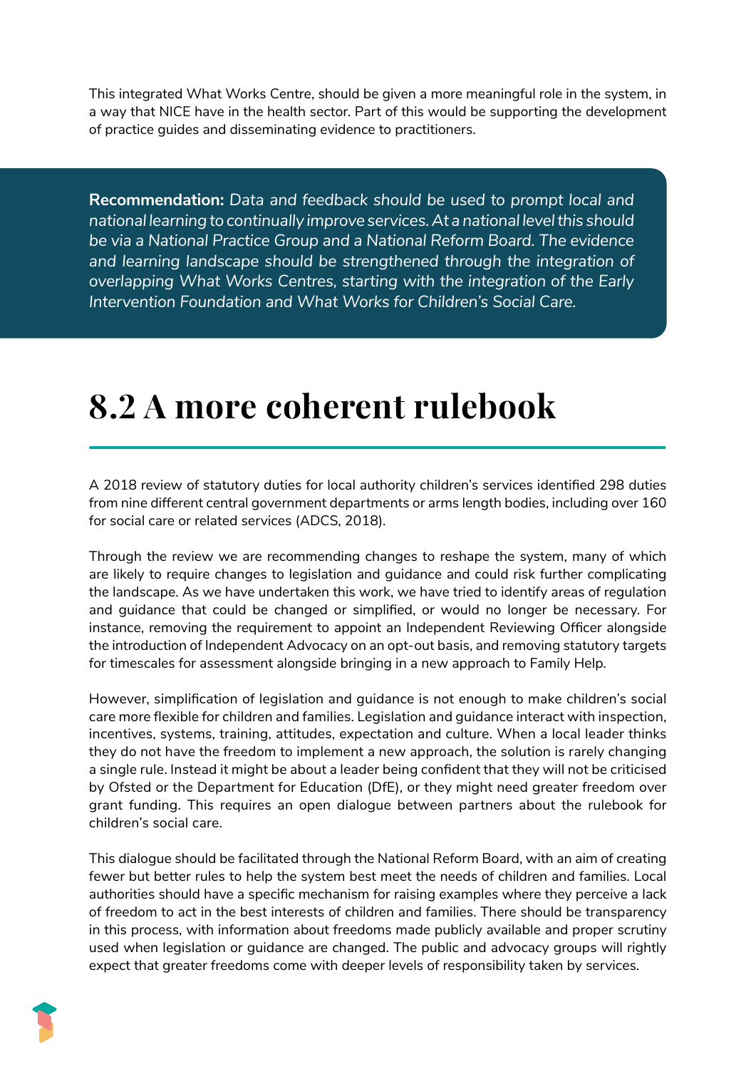This integrated What Works Centre, should be given a more meaningful role in the system, in a way that NICE have in the health sector. Part of this would be supporting the development of practice guides and disseminating evidence to practitioners.

> **Recommendation:** *Data and feedback should be used to prompt local and national learning to continually improve services. At a national level this should be via a National Practice Group and a National Reform Board. The evidence and learning landscape should be strengthened through the integration of overlapping What Works Centres, starting with the integration of the Early Intervention Foundation and What Works for Children's Social Care.*

## 8.2 A more coherent rulebook

A 2018 review of statutory duties for local authority children's services identified 298 duties from nine different central government departments or arms length bodies, including over 160 for social care or related services (ADCS, 2018).

Through the review we are recommending changes to reshape the system, many of which are likely to require changes to legislation and guidance and could risk further complicating the landscape. As we have undertaken this work, we have tried to identify areas of regulation and guidance that could be changed or simplified, or would no longer be necessary. For instance, removing the requirement to appoint an Independent Reviewing Officer alongside the introduction of Independent Advocacy on an opt-out basis, and removing statutory targets for timescales for assessment alongside bringing in a new approach to Family Help.

However, simplification of legislation and guidance is not enough to make children's social care more flexible for children and families. Legislation and guidance interact with inspection, incentives, systems, training, attitudes, expectation and culture. When a local leader thinks they do not have the freedom to implement a new approach, the solution is rarely changing a single rule. Instead it might be about a leader being confident that they will not be criticised by Ofsted or the Department for Education (DfE), or they might need greater freedom over grant funding. This requires an open dialogue between partners about the rulebook for children's social care.

This dialogue should be facilitated through the National Reform Board, with an aim of creating fewer but better rules to help the system best meet the needs of children and families. Local authorities should have a specific mechanism for raising examples where they perceive a lack of freedom to act in the best interests of children and families. There should be transparency in this process, with information about freedoms made publicly available and proper scrutiny used when legislation or guidance are changed. The public and advocacy groups will rightly expect that greater freedoms come with deeper levels of responsibility taken by services.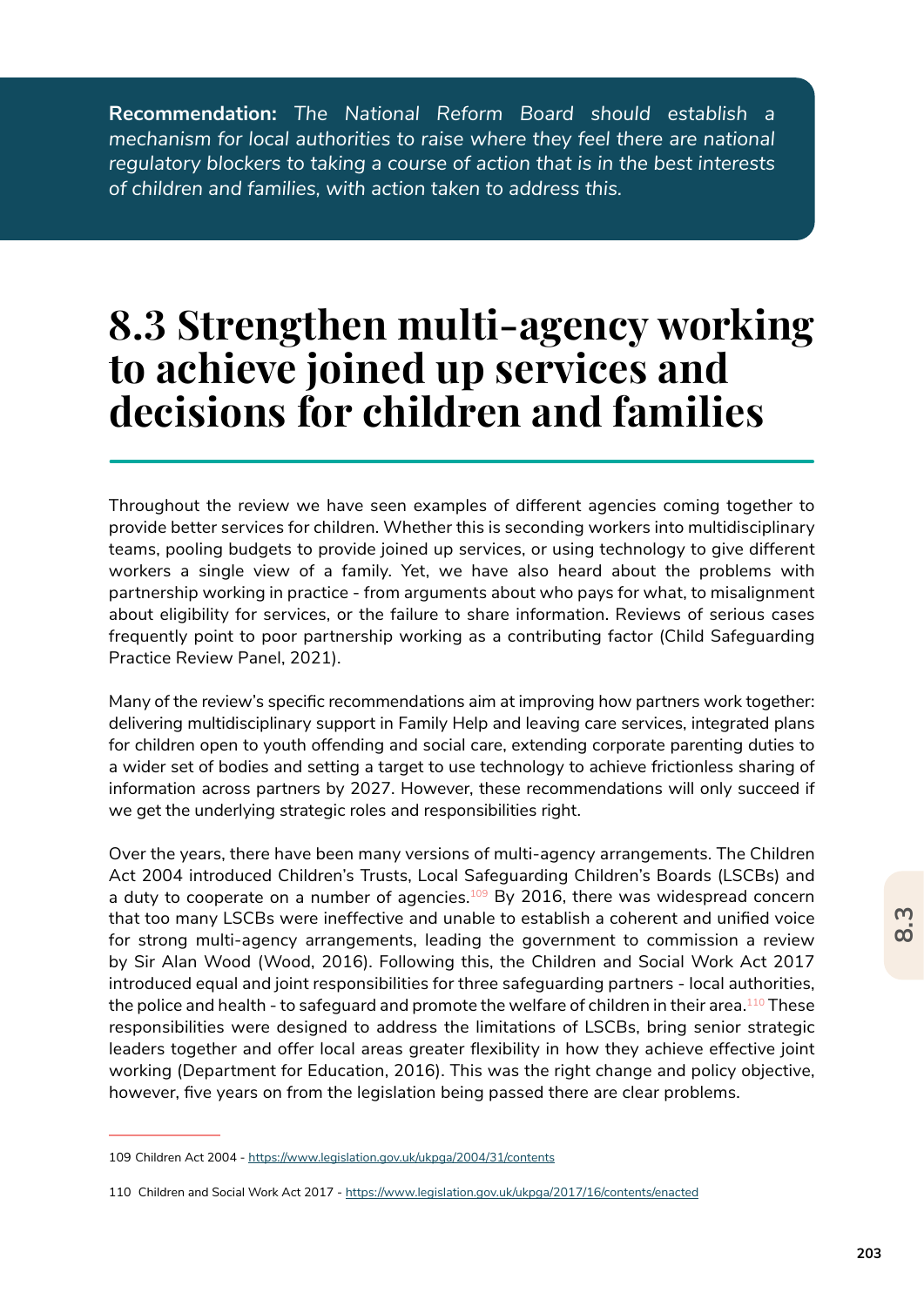**Recommendation:** *The National Reform Board should establish a mechanism for local authorities to raise where they feel there are national regulatory blockers to taking a course of action that is in the best interests of children and families, with action taken to address this.*

# 8.3 Strengthen multi-agency working to achieve joined up services and decisions for children and families

Throughout the review we have seen examples of different agencies coming together to provide better services for children. Whether this is seconding workers into multidisciplinary teams, pooling budgets to provide joined up services, or using technology to give different workers a single view of a family. Yet, we have also heard about the problems with partnership working in practice - from arguments about who pays for what, to misalignment about eligibility for services, or the failure to share information. Reviews of serious cases frequently point to poor partnership working as a contributing factor (Child Safeguarding Practice Review Panel, 2021).

Many of the review's specific recommendations aim at improving how partners work together: delivering multidisciplinary support in Family Help and leaving care services, integrated plans for children open to youth offending and social care, extending corporate parenting duties to a wider set of bodies and setting a target to use technology to achieve frictionless sharing of information across partners by 2027. However, these recommendations will only succeed if we get the underlying strategic roles and responsibilities right.

Over the years, there have been many versions of multi-agency arrangements. The Children Act 2004 introduced Children's Trusts, Local Safeguarding Children's Boards (LSCBs) and a duty to cooperate on a number of agencies.[109] By 2016, there was widespread concern that too many LSCBs were ineffective and unable to establish a coherent and unified voice for strong multi-agency arrangements, leading the government to commission a review by Sir Alan Wood (Wood, 2016). Following this, the Children and Social Work Act 2017 introduced equal and joint responsibilities for three safeguarding partners - local authorities, the police and health - to safeguard and promote the welfare of children in their area.[110] These responsibilities were designed to address the limitations of LSCBs, bring senior strategic leaders together and offer local areas greater flexibility in how they achieve effective joint working (Department for Education, 2016). This was the right change and policy objective, however, five years on from the legislation being passed there are clear problems.

---

109 Children Act 2004 - https://www.legislation.gov.uk/ukpga/2004/31/contents

110 Children and Social Work Act 2017 - https://www.legislation.gov.uk/ukpga/2017/16/contents/enacted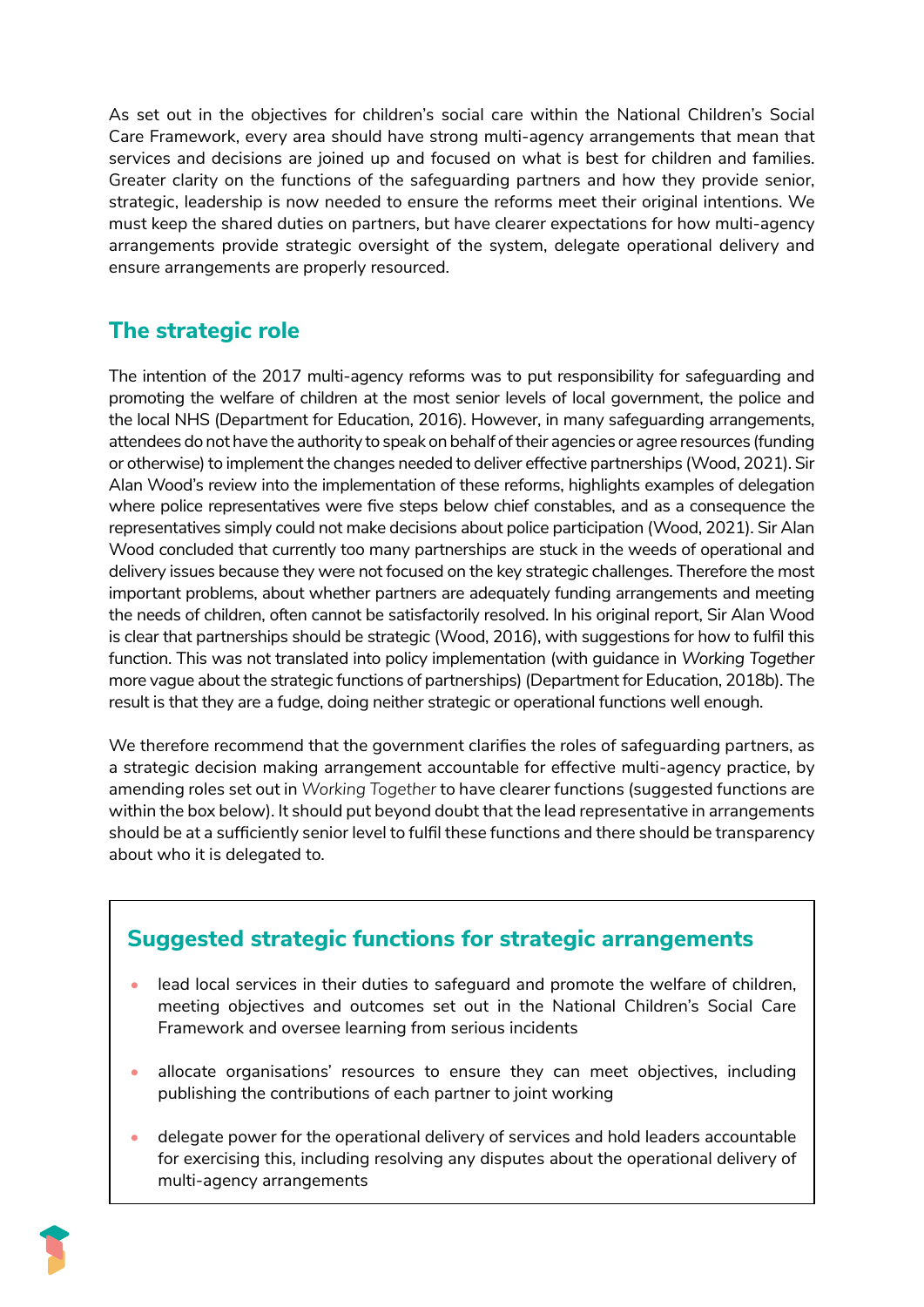As set out in the objectives for children's social care within the National Children's Social Care Framework, every area should have strong multi-agency arrangements that mean that services and decisions are joined up and focused on what is best for children and families. Greater clarity on the functions of the safeguarding partners and how they provide senior, strategic, leadership is now needed to ensure the reforms meet their original intentions. We must keep the shared duties on partners, but have clearer expectations for how multi-agency arrangements provide strategic oversight of the system, delegate operational delivery and ensure arrangements are properly resourced.

## The strategic role

The intention of the 2017 multi-agency reforms was to put responsibility for safeguarding and promoting the welfare of children at the most senior levels of local government, the police and the local NHS (Department for Education, 2016). However, in many safeguarding arrangements, attendees do not have the authority to speak on behalf of their agencies or agree resources (funding or otherwise) to implement the changes needed to deliver effective partnerships (Wood, 2021). Sir Alan Wood's review into the implementation of these reforms, highlights examples of delegation where police representatives were five steps below chief constables, and as a consequence the representatives simply could not make decisions about police participation (Wood, 2021). Sir Alan Wood concluded that currently too many partnerships are stuck in the weeds of operational and delivery issues because they were not focused on the key strategic challenges. Therefore the most important problems, about whether partners are adequately funding arrangements and meeting the needs of children, often cannot be satisfactorily resolved. In his original report, Sir Alan Wood is clear that partnerships should be strategic (Wood, 2016), with suggestions for how to fulfil this function. This was not translated into policy implementation (with guidance in *Working Together* more vague about the strategic functions of partnerships) (Department for Education, 2018b). The result is that they are a fudge, doing neither strategic or operational functions well enough.

We therefore recommend that the government clarifies the roles of safeguarding partners, as a strategic decision making arrangement accountable for effective multi-agency practice, by amending roles set out in *Working Together* to have clearer functions (suggested functions are within the box below). It should put beyond doubt that the lead representative in arrangements should be at a sufficiently senior level to fulfil these functions and there should be transparency about who it is delegated to.

### Suggested strategic functions for strategic arrangements

- lead local services in their duties to safeguard and promote the welfare of children, meeting objectives and outcomes set out in the National Children's Social Care Framework and oversee learning from serious incidents
- allocate organisations' resources to ensure they can meet objectives, including publishing the contributions of each partner to joint working
- delegate power for the operational delivery of services and hold leaders accountable for exercising this, including resolving any disputes about the operational delivery of multi-agency arrangements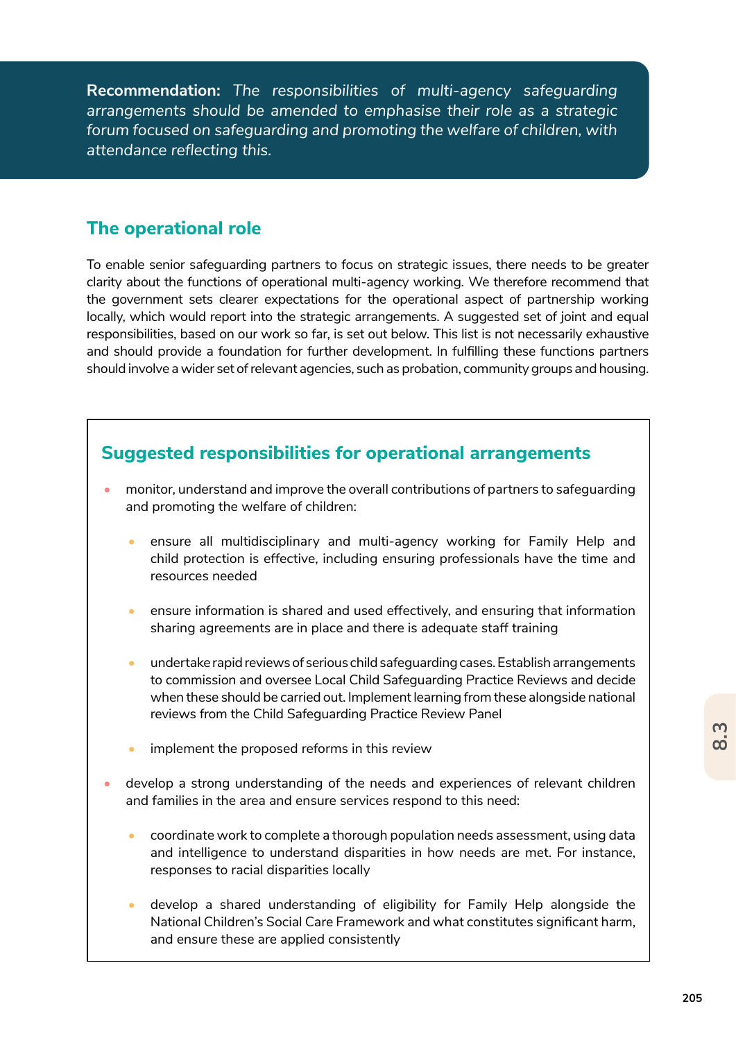**Recommendation:** *The responsibilities of multi-agency safeguarding arrangements should be amended to emphasise their role as a strategic forum focused on safeguarding and promoting the welfare of children, with attendance reflecting this.*

## The operational role

To enable senior safeguarding partners to focus on strategic issues, there needs to be greater clarity about the functions of operational multi-agency working. We therefore recommend that the government sets clearer expectations for the operational aspect of partnership working locally, which would report into the strategic arrangements. A suggested set of joint and equal responsibilities, based on our work so far, is set out below. This list is not necessarily exhaustive and should provide a foundation for further development. In fulfilling these functions partners should involve a wider set of relevant agencies, such as probation, community groups and housing.

### Suggested responsibilities for operational arrangements

- monitor, understand and improve the overall contributions of partners to safeguarding and promoting the welfare of children:
    - ensure all multidisciplinary and multi-agency working for Family Help and child protection is effective, including ensuring professionals have the time and resources needed
    - ensure information is shared and used effectively, and ensuring that information sharing agreements are in place and there is adequate staff training
    - undertake rapid reviews of serious child safeguarding cases. Establish arrangements to commission and oversee Local Child Safeguarding Practice Reviews and decide when these should be carried out. Implement learning from these alongside national reviews from the Child Safeguarding Practice Review Panel
    - implement the proposed reforms in this review
- develop a strong understanding of the needs and experiences of relevant children and families in the area and ensure services respond to this need:
    - coordinate work to complete a thorough population needs assessment, using data and intelligence to understand disparities in how needs are met. For instance, responses to racial disparities locally
    - develop a shared understanding of eligibility for Family Help alongside the National Children's Social Care Framework and what constitutes significant harm, and ensure these are applied consistently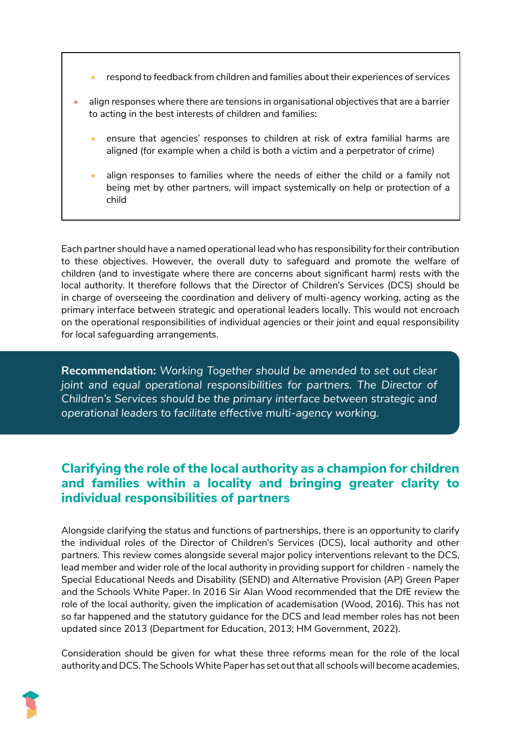- respond to feedback from children and families about their experiences of services

- align responses where there are tensions in organisational objectives that are a barrier to acting in the best interests of children and families:
  - ensure that agencies' responses to children at risk of extra familial harms are aligned (for example when a child is both a victim and a perpetrator of crime)
  - align responses to families where the needs of either the child or a family not being met by other partners, will impact systemically on help or protection of a child

Each partner should have a named operational lead who has responsibility for their contribution to these objectives. However, the overall duty to safeguard and promote the welfare of children (and to investigate where there are concerns about significant harm) rests with the local authority. It therefore follows that the Director of Children's Services (DCS) should be in charge of overseeing the coordination and delivery of multi-agency working, acting as the primary interface between strategic and operational leaders locally. This would not encroach on the operational responsibilities of individual agencies or their joint and equal responsibility for local safeguarding arrangements.

**Recommendation:** *Working Together should be amended to set out clear joint and equal operational responsibilities for partners. The Director of Children's Services should be the primary interface between strategic and operational leaders to facilitate effective multi-agency working.*

## Clarifying the role of the local authority as a champion for children and families within a locality and bringing greater clarity to individual responsibilities of partners

Alongside clarifying the status and functions of partnerships, there is an opportunity to clarify the individual roles of the Director of Children's Services (DCS), local authority and other partners. This review comes alongside several major policy interventions relevant to the DCS, lead member and wider role of the local authority in providing support for children - namely the Special Educational Needs and Disability (SEND) and Alternative Provision (AP) Green Paper and the Schools White Paper. In 2016 Sir Alan Wood recommended that the DfE review the role of the local authority, given the implication of academisation (Wood, 2016). This has not so far happened and the statutory guidance for the DCS and lead member roles has not been updated since 2013 (Department for Education, 2013; HM Government, 2022).

Consideration should be given for what these three reforms mean for the role of the local authority and DCS. The Schools White Paper has set out that all schools will become academies,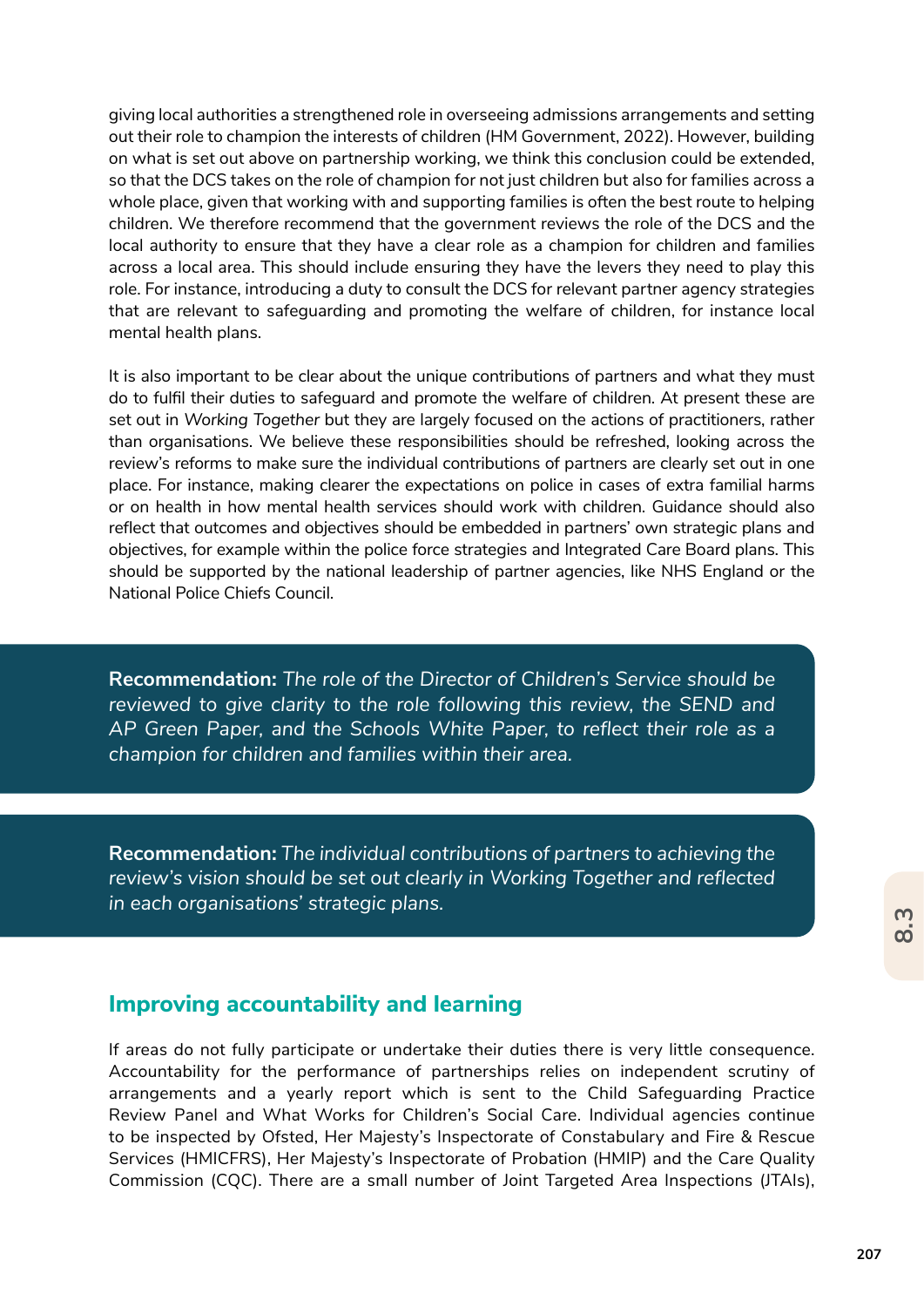giving local authorities a strengthened role in overseeing admissions arrangements and setting out their role to champion the interests of children (HM Government, 2022). However, building on what is set out above on partnership working, we think this conclusion could be extended, so that the DCS takes on the role of champion for not just children but also for families across a whole place, given that working with and supporting families is often the best route to helping children. We therefore recommend that the government reviews the role of the DCS and the local authority to ensure that they have a clear role as a champion for children and families across a local area. This should include ensuring they have the levers they need to play this role. For instance, introducing a duty to consult the DCS for relevant partner agency strategies that are relevant to safeguarding and promoting the welfare of children, for instance local mental health plans.

It is also important to be clear about the unique contributions of partners and what they must do to fulfil their duties to safeguard and promote the welfare of children. At present these are set out in *Working Together* but they are largely focused on the actions of practitioners, rather than organisations. We believe these responsibilities should be refreshed, looking across the review's reforms to make sure the individual contributions of partners are clearly set out in one place. For instance, making clearer the expectations on police in cases of extra familial harms or on health in how mental health services should work with children. Guidance should also reflect that outcomes and objectives should be embedded in partners' own strategic plans and objectives, for example within the police force strategies and Integrated Care Board plans. This should be supported by the national leadership of partner agencies, like NHS England or the National Police Chiefs Council.

**Recommendation:** *The role of the Director of Children's Service should be reviewed to give clarity to the role following this review, the SEND and AP Green Paper, and the Schools White Paper, to reflect their role as a champion for children and families within their area.*

**Recommendation:** *The individual contributions of partners to achieving the review's vision should be set out clearly in Working Together and reflected in each organisations' strategic plans.*

## Improving accountability and learning

If areas do not fully participate or undertake their duties there is very little consequence. Accountability for the performance of partnerships relies on independent scrutiny of arrangements and a yearly report which is sent to the Child Safeguarding Practice Review Panel and What Works for Children's Social Care. Individual agencies continue to be inspected by Ofsted, Her Majesty's Inspectorate of Constabulary and Fire & Rescue Services (HMICFRS), Her Majesty's Inspectorate of Probation (HMIP) and the Care Quality Commission (CQC). There are a small number of Joint Targeted Area Inspections (JTAIs),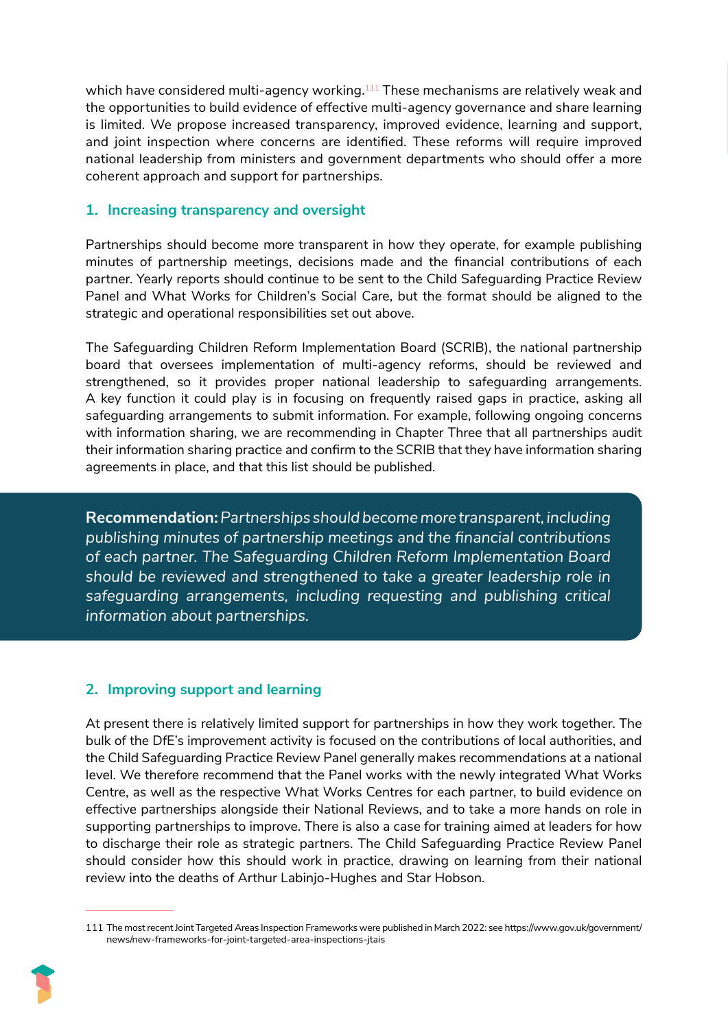which have considered multi-agency working.[111] These mechanisms are relatively weak and the opportunities to build evidence of effective multi-agency governance and share learning is limited. We propose increased transparency, improved evidence, learning and support, and joint inspection where concerns are identified. These reforms will require improved national leadership from ministers and government departments who should offer a more coherent approach and support for partnerships.

### 1. Increasing transparency and oversight

Partnerships should become more transparent in how they operate, for example publishing minutes of partnership meetings, decisions made and the financial contributions of each partner. Yearly reports should continue to be sent to the Child Safeguarding Practice Review Panel and What Works for Children's Social Care, but the format should be aligned to the strategic and operational responsibilities set out above.

The Safeguarding Children Reform Implementation Board (SCRIB), the national partnership board that oversees implementation of multi-agency reforms, should be reviewed and strengthened, so it provides proper national leadership to safeguarding arrangements. A key function it could play is in focusing on frequently raised gaps in practice, asking all safeguarding arrangements to submit information. For example, following ongoing concerns with information sharing, we are recommending in Chapter Three that all partnerships audit their information sharing practice and confirm to the SCRIB that they have information sharing agreements in place, and that this list should be published.

> **Recommendation:** *Partnerships should become more transparent, including publishing minutes of partnership meetings and the financial contributions of each partner. The Safeguarding Children Reform Implementation Board should be reviewed and strengthened to take a greater leadership role in safeguarding arrangements, including requesting and publishing critical information about partnerships.*

### 2. Improving support and learning

At present there is relatively limited support for partnerships in how they work together. The bulk of the DfE's improvement activity is focused on the contributions of local authorities, and the Child Safeguarding Practice Review Panel generally makes recommendations at a national level. We therefore recommend that the Panel works with the newly integrated What Works Centre, as well as the respective What Works Centres for each partner, to build evidence on effective partnerships alongside their National Reviews, and to take a more hands on role in supporting partnerships to improve. There is also a case for training aimed at leaders for how to discharge their role as strategic partners. The Child Safeguarding Practice Review Panel should consider how this should work in practice, drawing on learning from their national review into the deaths of Arthur Labinjo-Hughes and Star Hobson.

---

111 The most recent Joint Targeted Areas Inspection Frameworks were published in March 2022: see https://www.gov.uk/government/news/new-frameworks-for-joint-targeted-area-inspections-jtais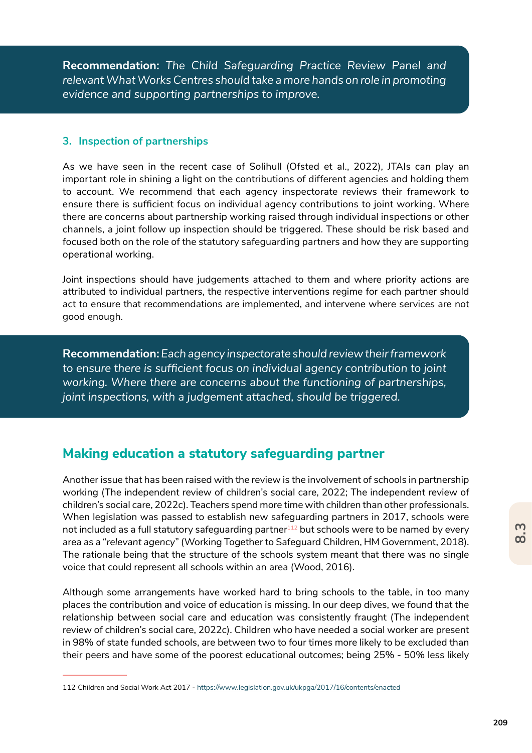**Recommendation:** *The Child Safeguarding Practice Review Panel and relevant What Works Centres should take a more hands on role in promoting evidence and supporting partnerships to improve.*

### 3. Inspection of partnerships

As we have seen in the recent case of Solihull (Ofsted et al., 2022), JTAIs can play an important role in shining a light on the contributions of different agencies and holding them to account. We recommend that each agency inspectorate reviews their framework to ensure there is sufficient focus on individual agency contributions to joint working. Where there are concerns about partnership working raised through individual inspections or other channels, a joint follow up inspection should be triggered. These should be risk based and focused both on the role of the statutory safeguarding partners and how they are supporting operational working.

Joint inspections should have judgements attached to them and where priority actions are attributed to individual partners, the respective interventions regime for each partner should act to ensure that recommendations are implemented, and intervene where services are not good enough.

**Recommendation:** *Each agency inspectorate should review their framework to ensure there is sufficient focus on individual agency contribution to joint working. Where there are concerns about the functioning of partnerships, joint inspections, with a judgement attached, should be triggered.*

## Making education a statutory safeguarding partner

Another issue that has been raised with the review is the involvement of schools in partnership working (The independent review of children's social care, 2022; The independent review of children's social care, 2022c). Teachers spend more time with children than other professionals. When legislation was passed to establish new safeguarding partners in 2017, schools were not included as a full statutory safeguarding partner[112] but schools were to be named by every area as a "*relevant agency*" (Working Together to Safeguard Children, HM Government, 2018). The rationale being that the structure of the schools system meant that there was no single voice that could represent all schools within an area (Wood, 2016).

Although some arrangements have worked hard to bring schools to the table, in too many places the contribution and voice of education is missing. In our deep dives, we found that the relationship between social care and education was consistently fraught (The independent review of children's social care, 2022c). Children who have needed a social worker are present in 98% of state funded schools, are between two to four times more likely to be excluded than their peers and have some of the poorest educational outcomes; being 25% - 50% less likely

112 Children and Social Work Act 2017 - https://www.legislation.gov.uk/ukpga/2017/16/contents/enacted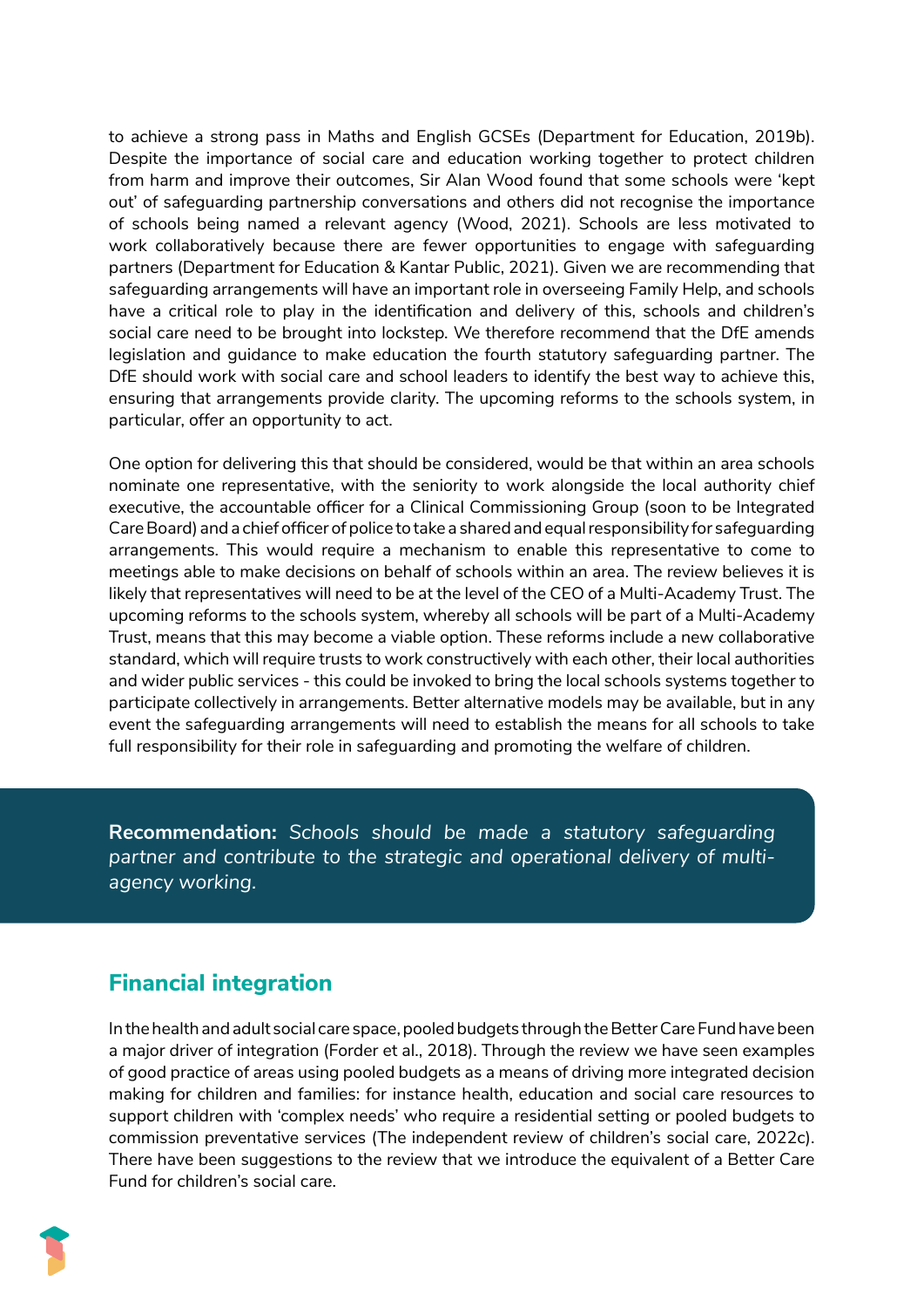to achieve a strong pass in Maths and English GCSEs (Department for Education, 2019b). Despite the importance of social care and education working together to protect children from harm and improve their outcomes, Sir Alan Wood found that some schools were 'kept out' of safeguarding partnership conversations and others did not recognise the importance of schools being named a relevant agency (Wood, 2021). Schools are less motivated to work collaboratively because there are fewer opportunities to engage with safeguarding partners (Department for Education & Kantar Public, 2021). Given we are recommending that safeguarding arrangements will have an important role in overseeing Family Help, and schools have a critical role to play in the identification and delivery of this, schools and children's social care need to be brought into lockstep. We therefore recommend that the DfE amends legislation and guidance to make education the fourth statutory safeguarding partner. The DfE should work with social care and school leaders to identify the best way to achieve this, ensuring that arrangements provide clarity. The upcoming reforms to the schools system, in particular, offer an opportunity to act.

One option for delivering this that should be considered, would be that within an area schools nominate one representative, with the seniority to work alongside the local authority chief executive, the accountable officer for a Clinical Commissioning Group (soon to be Integrated Care Board) and a chief officer of police to take a shared and equal responsibility for safeguarding arrangements. This would require a mechanism to enable this representative to come to meetings able to make decisions on behalf of schools within an area. The review believes it is likely that representatives will need to be at the level of the CEO of a Multi-Academy Trust. The upcoming reforms to the schools system, whereby all schools will be part of a Multi-Academy Trust, means that this may become a viable option. These reforms include a new collaborative standard, which will require trusts to work constructively with each other, their local authorities and wider public services - this could be invoked to bring the local schools systems together to participate collectively in arrangements. Better alternative models may be available, but in any event the safeguarding arrangements will need to establish the means for all schools to take full responsibility for their role in safeguarding and promoting the welfare of children.

**Recommendation:** *Schools should be made a statutory safeguarding partner and contribute to the strategic and operational delivery of multi-agency working.*

## Financial integration

In the health and adult social care space, pooled budgets through the Better Care Fund have been a major driver of integration (Forder et al., 2018). Through the review we have seen examples of good practice of areas using pooled budgets as a means of driving more integrated decision making for children and families: for instance health, education and social care resources to support children with 'complex needs' who require a residential setting or pooled budgets to commission preventative services (The independent review of children's social care, 2022c). There have been suggestions to the review that we introduce the equivalent of a Better Care Fund for children's social care.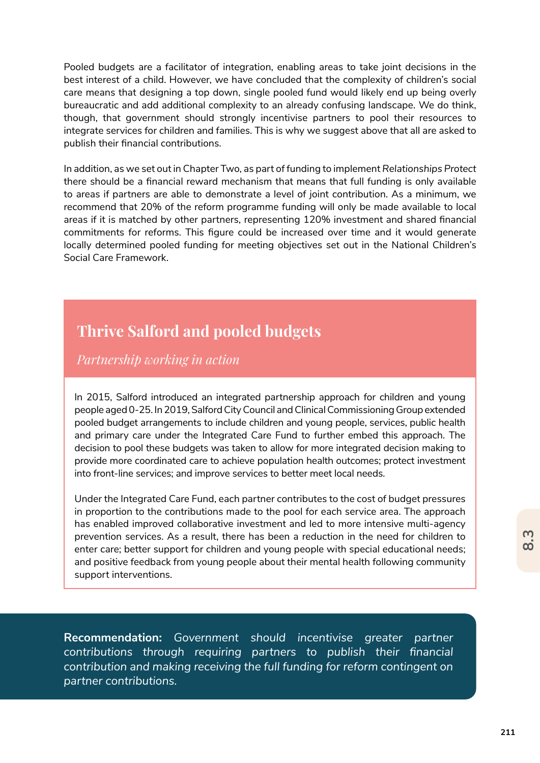Pooled budgets are a facilitator of integration, enabling areas to take joint decisions in the best interest of a child. However, we have concluded that the complexity of children's social care means that designing a top down, single pooled fund would likely end up being overly bureaucratic and add additional complexity to an already confusing landscape. We do think, though, that government should strongly incentivise partners to pool their resources to integrate services for children and families. This is why we suggest above that all are asked to publish their financial contributions.

In addition, as we set out in Chapter Two, as part of funding to implement *Relationships Protect* there should be a financial reward mechanism that means that full funding is only available to areas if partners are able to demonstrate a level of joint contribution. As a minimum, we recommend that 20% of the reform programme funding will only be made available to local areas if it is matched by other partners, representing 120% investment and shared financial commitments for reforms. This figure could be increased over time and it would generate locally determined pooled funding for meeting objectives set out in the National Children's Social Care Framework.

### Thrive Salford and pooled budgets

*Partnership working in action*

In 2015, Salford introduced an integrated partnership approach for children and young people aged 0-25. In 2019, Salford City Council and Clinical Commissioning Group extended pooled budget arrangements to include children and young people, services, public health and primary care under the Integrated Care Fund to further embed this approach. The decision to pool these budgets was taken to allow for more integrated decision making to provide more coordinated care to achieve population health outcomes; protect investment into front-line services; and improve services to better meet local needs.

Under the Integrated Care Fund, each partner contributes to the cost of budget pressures in proportion to the contributions made to the pool for each service area. The approach has enabled improved collaborative investment and led to more intensive multi-agency prevention services. As a result, there has been a reduction in the need for children to enter care; better support for children and young people with special educational needs; and positive feedback from young people about their mental health following community support interventions.

**Recommendation:** *Government should incentivise greater partner contributions through requiring partners to publish their financial contribution and making receiving the full funding for reform contingent on partner contributions.*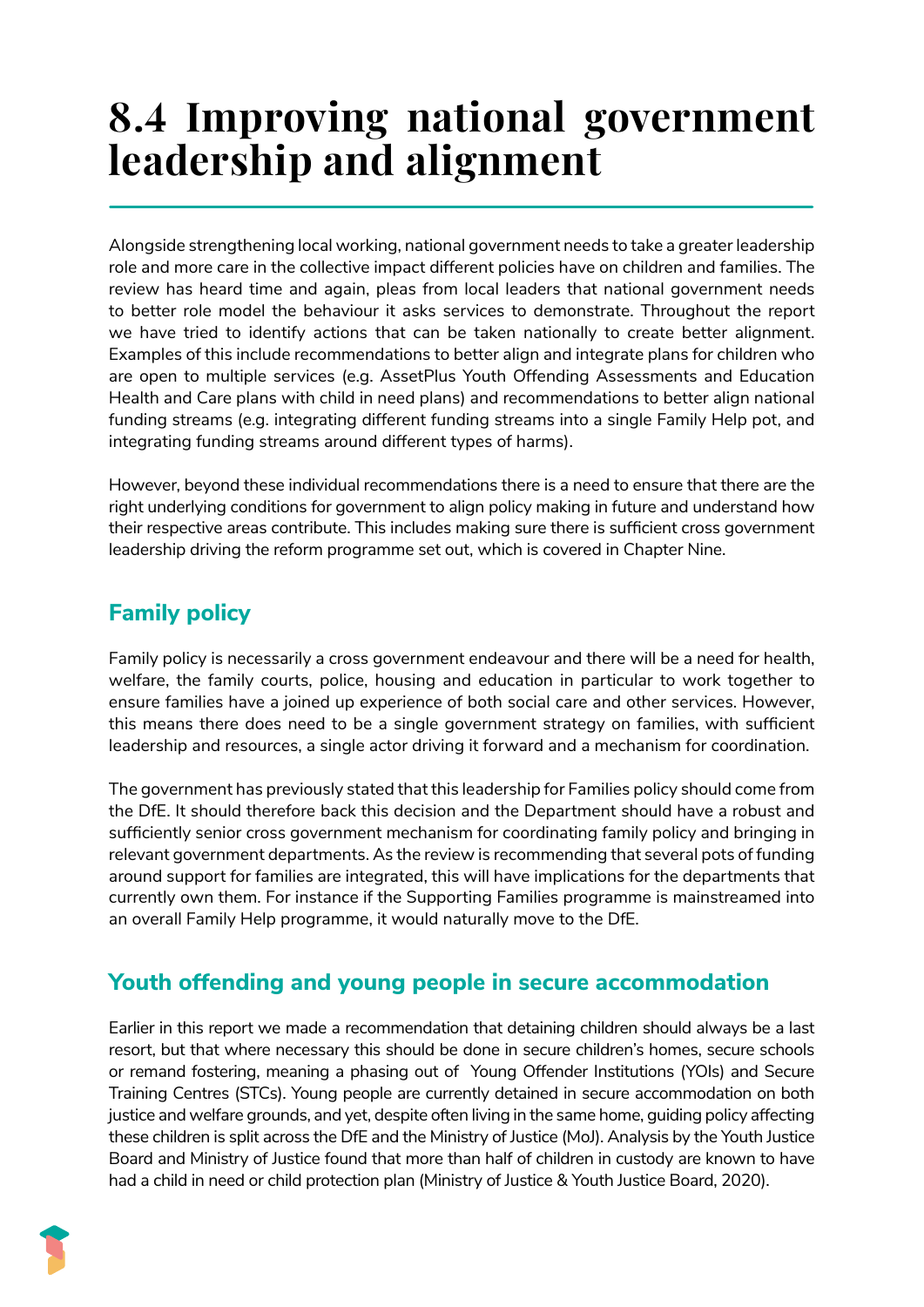# 8.4 Improving national government leadership and alignment

Alongside strengthening local working, national government needs to take a greater leadership role and more care in the collective impact different policies have on children and families. The review has heard time and again, pleas from local leaders that national government needs to better role model the behaviour it asks services to demonstrate. Throughout the report we have tried to identify actions that can be taken nationally to create better alignment. Examples of this include recommendations to better align and integrate plans for children who are open to multiple services (e.g. AssetPlus Youth Offending Assessments and Education Health and Care plans with child in need plans) and recommendations to better align national funding streams (e.g. integrating different funding streams into a single Family Help pot, and integrating funding streams around different types of harms).

However, beyond these individual recommendations there is a need to ensure that there are the right underlying conditions for government to align policy making in future and understand how their respective areas contribute. This includes making sure there is sufficient cross government leadership driving the reform programme set out, which is covered in Chapter Nine.

## Family policy

Family policy is necessarily a cross government endeavour and there will be a need for health, welfare, the family courts, police, housing and education in particular to work together to ensure families have a joined up experience of both social care and other services. However, this means there does need to be a single government strategy on families, with sufficient leadership and resources, a single actor driving it forward and a mechanism for coordination.

The government has previously stated that this leadership for Families policy should come from the DfE. It should therefore back this decision and the Department should have a robust and sufficiently senior cross government mechanism for coordinating family policy and bringing in relevant government departments. As the review is recommending that several pots of funding around support for families are integrated, this will have implications for the departments that currently own them. For instance if the Supporting Families programme is mainstreamed into an overall Family Help programme, it would naturally move to the DfE.

## Youth offending and young people in secure accommodation

Earlier in this report we made a recommendation that detaining children should always be a last resort, but that where necessary this should be done in secure children's homes, secure schools or remand fostering, meaning a phasing out of Young Offender Institutions (YOIs) and Secure Training Centres (STCs). Young people are currently detained in secure accommodation on both justice and welfare grounds, and yet, despite often living in the same home, guiding policy affecting these children is split across the DfE and the Ministry of Justice (MoJ). Analysis by the Youth Justice Board and Ministry of Justice found that more than half of children in custody are known to have had a child in need or child protection plan (Ministry of Justice & Youth Justice Board, 2020).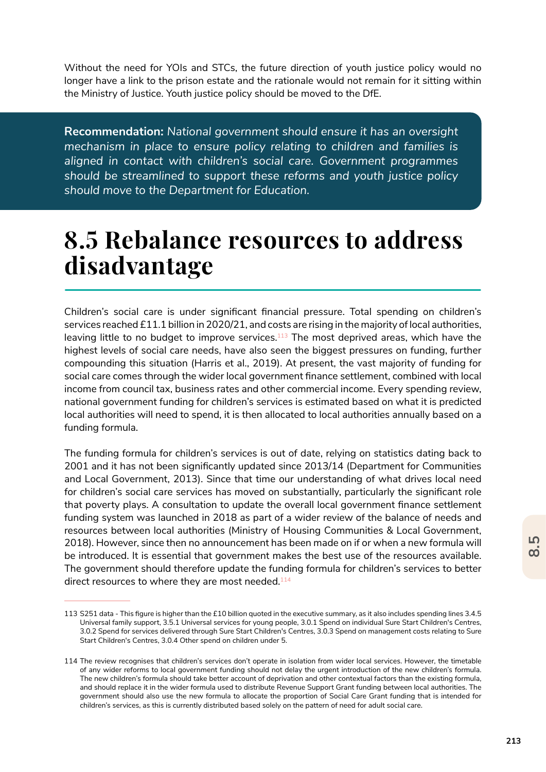Without the need for YOIs and STCs, the future direction of youth justice policy would no longer have a link to the prison estate and the rationale would not remain for it sitting within the Ministry of Justice. Youth justice policy should be moved to the DfE.

**Recommendation:** *National government should ensure it has an oversight mechanism in place to ensure policy relating to children and families is aligned in contact with children's social care. Government programmes should be streamlined to support these reforms and youth justice policy should move to the Department for Education.*

# 8.5 Rebalance resources to address disadvantage

Children's social care is under significant financial pressure. Total spending on children's services reached £11.1 billion in 2020/21, and costs are rising in the majority of local authorities, leaving little to no budget to improve services.[113] The most deprived areas, which have the highest levels of social care needs, have also seen the biggest pressures on funding, further compounding this situation (Harris et al., 2019). At present, the vast majority of funding for social care comes through the wider local government finance settlement, combined with local income from council tax, business rates and other commercial income. Every spending review, national government funding for children's services is estimated based on what it is predicted local authorities will need to spend, it is then allocated to local authorities annually based on a funding formula.

The funding formula for children's services is out of date, relying on statistics dating back to 2001 and it has not been significantly updated since 2013/14 (Department for Communities and Local Government, 2013). Since that time our understanding of what drives local need for children's social care services has moved on substantially, particularly the significant role that poverty plays. A consultation to update the overall local government finance settlement funding system was launched in 2018 as part of a wider review of the balance of needs and resources between local authorities (Ministry of Housing Communities & Local Government, 2018). However, since then no announcement has been made on if or when a new formula will be introduced. It is essential that government makes the best use of the resources available. The government should therefore update the funding formula for children's services to better direct resources to where they are most needed.[114]

---

113 S251 data - This figure is higher than the £10 billion quoted in the executive summary, as it also includes spending lines 3.4.5 Universal family support, 3.5.1 Universal services for young people, 3.0.1 Spend on individual Sure Start Children's Centres, 3.0.2 Spend for services delivered through Sure Start Children's Centres, 3.0.3 Spend on management costs relating to Sure Start Children's Centres, 3.0.4 Other spend on children under 5.

114 The review recognises that children's services don't operate in isolation from wider local services. However, the timetable of any wider reforms to local government funding should not delay the urgent introduction of the new children's formula. The new children's formula should take better account of deprivation and other contextual factors than the existing formula, and should replace it in the wider formula used to distribute Revenue Support Grant funding between local authorities. The government should also use the new formula to allocate the proportion of Social Care Grant funding that is intended for children's services, as this is currently distributed based solely on the pattern of need for adult social care.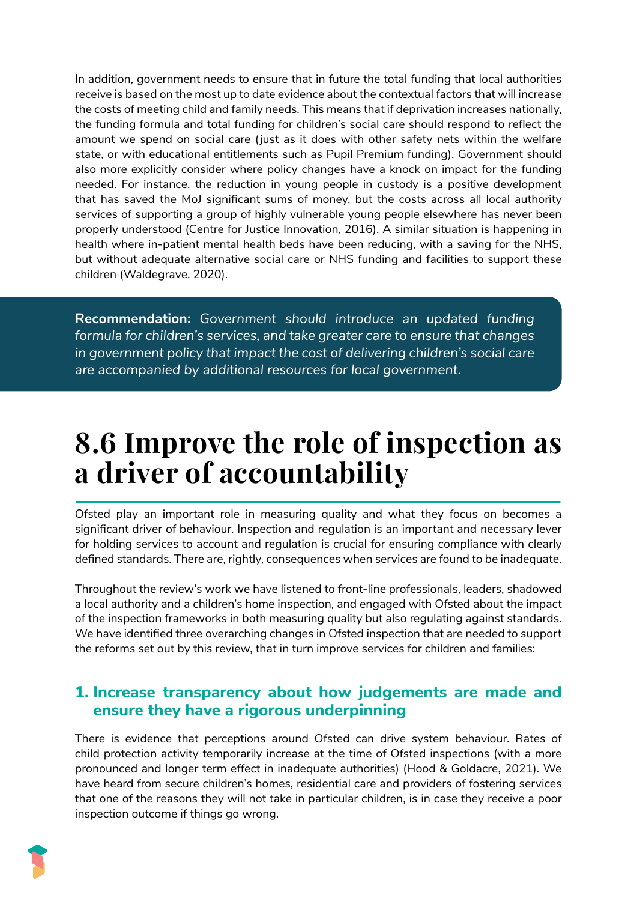In addition, government needs to ensure that in future the total funding that local authorities receive is based on the most up to date evidence about the contextual factors that will increase the costs of meeting child and family needs. This means that if deprivation increases nationally, the funding formula and total funding for children's social care should respond to reflect the amount we spend on social care (just as it does with other safety nets within the welfare state, or with educational entitlements such as Pupil Premium funding). Government should also more explicitly consider where policy changes have a knock on impact for the funding needed. For instance, the reduction in young people in custody is a positive development that has saved the MoJ significant sums of money, but the costs across all local authority services of supporting a group of highly vulnerable young people elsewhere has never been properly understood (Centre for Justice Innovation, 2016). A similar situation is happening in health where in-patient mental health beds have been reducing, with a saving for the NHS, but without adequate alternative social care or NHS funding and facilities to support these children (Waldegrave, 2020).

> **Recommendation:** *Government should introduce an updated funding formula for children's services, and take greater care to ensure that changes in government policy that impact the cost of delivering children's social care are accompanied by additional resources for local government.*

# 8.6 Improve the role of inspection as a driver of accountability

Ofsted play an important role in measuring quality and what they focus on becomes a significant driver of behaviour. Inspection and regulation is an important and necessary lever for holding services to account and regulation is crucial for ensuring compliance with clearly defined standards. There are, rightly, consequences when services are found to be inadequate.

Throughout the review's work we have listened to front-line professionals, leaders, shadowed a local authority and a children's home inspection, and engaged with Ofsted about the impact of the inspection frameworks in both measuring quality but also regulating against standards. We have identified three overarching changes in Ofsted inspection that are needed to support the reforms set out by this review, that in turn improve services for children and families:

### 1. Increase transparency about how judgements are made and ensure they have a rigorous underpinning

There is evidence that perceptions around Ofsted can drive system behaviour. Rates of child protection activity temporarily increase at the time of Ofsted inspections (with a more pronounced and longer term effect in inadequate authorities) (Hood & Goldacre, 2021). We have heard from secure children's homes, residential care and providers of fostering services that one of the reasons they will not take in particular children, is in case they receive a poor inspection outcome if things go wrong.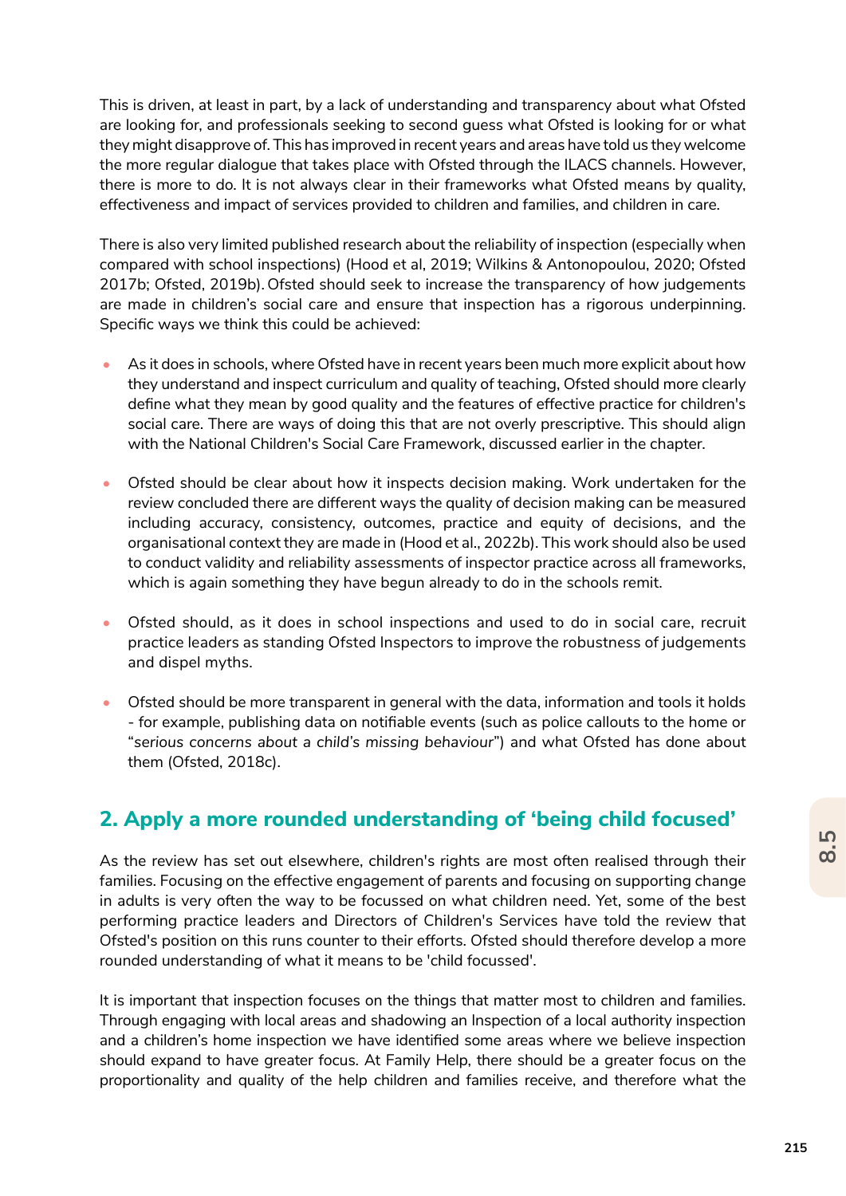This is driven, at least in part, by a lack of understanding and transparency about what Ofsted are looking for, and professionals seeking to second guess what Ofsted is looking for or what they might disapprove of. This has improved in recent years and areas have told us they welcome the more regular dialogue that takes place with Ofsted through the ILACS channels. However, there is more to do. It is not always clear in their frameworks what Ofsted means by quality, effectiveness and impact of services provided to children and families, and children in care.

There is also very limited published research about the reliability of inspection (especially when compared with school inspections) (Hood et al, 2019; Wilkins & Antonopoulou, 2020; Ofsted 2017b; Ofsted, 2019b). Ofsted should seek to increase the transparency of how judgements are made in children's social care and ensure that inspection has a rigorous underpinning. Specific ways we think this could be achieved:

- As it does in schools, where Ofsted have in recent years been much more explicit about how they understand and inspect curriculum and quality of teaching, Ofsted should more clearly define what they mean by good quality and the features of effective practice for children's social care. There are ways of doing this that are not overly prescriptive. This should align with the National Children's Social Care Framework, discussed earlier in the chapter.
- Ofsted should be clear about how it inspects decision making. Work undertaken for the review concluded there are different ways the quality of decision making can be measured including accuracy, consistency, outcomes, practice and equity of decisions, and the organisational context they are made in (Hood et al., 2022b). This work should also be used to conduct validity and reliability assessments of inspector practice across all frameworks, which is again something they have begun already to do in the schools remit.
- Ofsted should, as it does in school inspections and used to do in social care, recruit practice leaders as standing Ofsted Inspectors to improve the robustness of judgements and dispel myths.
- Ofsted should be more transparent in general with the data, information and tools it holds - for example, publishing data on notifiable events (such as police callouts to the home or "*serious concerns about a child's missing behaviour*") and what Ofsted has done about them (Ofsted, 2018c).

## 2. Apply a more rounded understanding of 'being child focused'

As the review has set out elsewhere, children's rights are most often realised through their families. Focusing on the effective engagement of parents and focusing on supporting change in adults is very often the way to be focussed on what children need. Yet, some of the best performing practice leaders and Directors of Children's Services have told the review that Ofsted's position on this runs counter to their efforts. Ofsted should therefore develop a more rounded understanding of what it means to be 'child focussed'.

It is important that inspection focuses on the things that matter most to children and families. Through engaging with local areas and shadowing an Inspection of a local authority inspection and a children's home inspection we have identified some areas where we believe inspection should expand to have greater focus. At Family Help, there should be a greater focus on the proportionality and quality of the help children and families receive, and therefore what the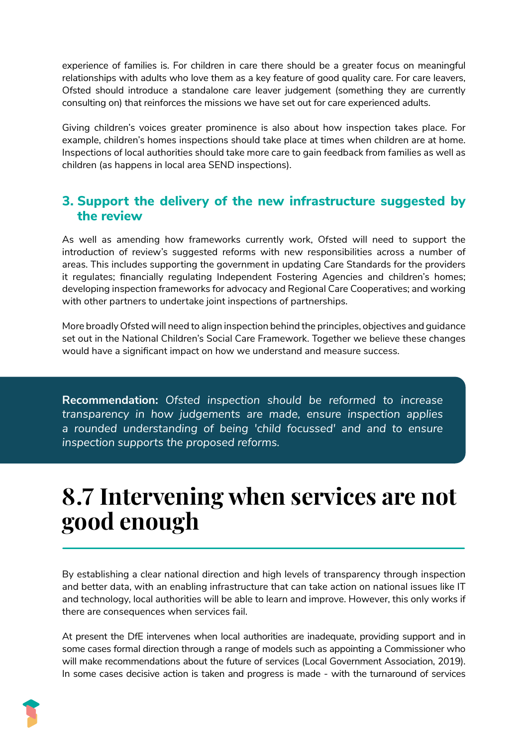experience of families is. For children in care there should be a greater focus on meaningful relationships with adults who love them as a key feature of good quality care. For care leavers, Ofsted should introduce a standalone care leaver judgement (something they are currently consulting on) that reinforces the missions we have set out for care experienced adults.

Giving children's voices greater prominence is also about how inspection takes place. For example, children's homes inspections should take place at times when children are at home. Inspections of local authorities should take more care to gain feedback from families as well as children (as happens in local area SEND inspections).

### 3. Support the delivery of the new infrastructure suggested by the review

As well as amending how frameworks currently work, Ofsted will need to support the introduction of review's suggested reforms with new responsibilities across a number of areas. This includes supporting the government in updating Care Standards for the providers it regulates; financially regulating Independent Fostering Agencies and children's homes; developing inspection frameworks for advocacy and Regional Care Cooperatives; and working with other partners to undertake joint inspections of partnerships.

More broadly Ofsted will need to align inspection behind the principles, objectives and guidance set out in the National Children's Social Care Framework. Together we believe these changes would have a significant impact on how we understand and measure success.

**Recommendation:** *Ofsted inspection should be reformed to increase transparency in how judgements are made, ensure inspection applies a rounded understanding of being 'child focussed' and and to ensure inspection supports the proposed reforms.*

# 8.7 Intervening when services are not good enough

By establishing a clear national direction and high levels of transparency through inspection and better data, with an enabling infrastructure that can take action on national issues like IT and technology, local authorities will be able to learn and improve. However, this only works if there are consequences when services fail.

At present the DfE intervenes when local authorities are inadequate, providing support and in some cases formal direction through a range of models such as appointing a Commissioner who will make recommendations about the future of services (Local Government Association, 2019). In some cases decisive action is taken and progress is made - with the turnaround of services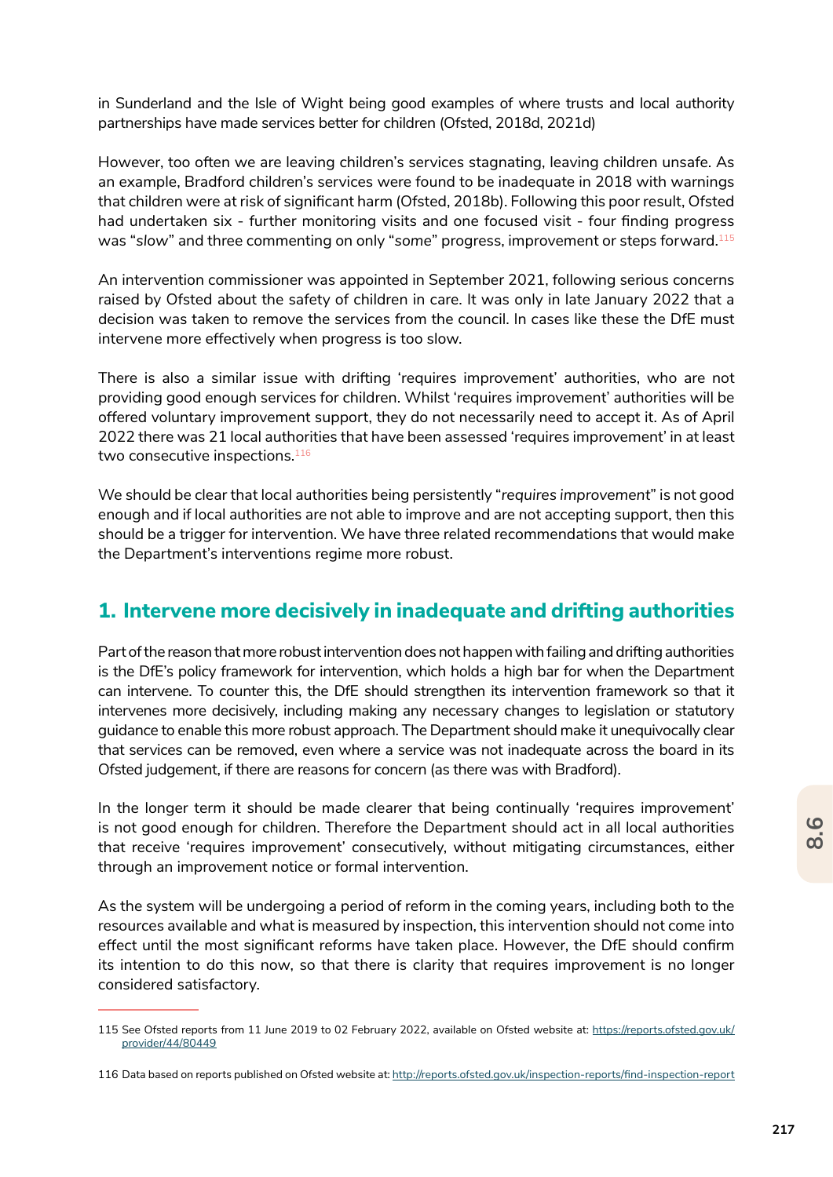in Sunderland and the Isle of Wight being good examples of where trusts and local authority partnerships have made services better for children (Ofsted, 2018d, 2021d)

However, too often we are leaving children's services stagnating, leaving children unsafe. As an example, Bradford children's services were found to be inadequate in 2018 with warnings that children were at risk of significant harm (Ofsted, 2018b). Following this poor result, Ofsted had undertaken six - further monitoring visits and one focused visit - four finding progress was "*slow*" and three commenting on only "*some*" progress, improvement or steps forward.[115]

An intervention commissioner was appointed in September 2021, following serious concerns raised by Ofsted about the safety of children in care. It was only in late January 2022 that a decision was taken to remove the services from the council. In cases like these the DfE must intervene more effectively when progress is too slow.

There is also a similar issue with drifting 'requires improvement' authorities, who are not providing good enough services for children. Whilst 'requires improvement' authorities will be offered voluntary improvement support, they do not necessarily need to accept it. As of April 2022 there was 21 local authorities that have been assessed 'requires improvement' in at least two consecutive inspections.[116]

We should be clear that local authorities being persistently "*requires improvement*" is not good enough and if local authorities are not able to improve and are not accepting support, then this should be a trigger for intervention. We have three related recommendations that would make the Department's interventions regime more robust.

## 1. Intervene more decisively in inadequate and drifting authorities

Part of the reason that more robust intervention does not happen with failing and drifting authorities is the DfE's policy framework for intervention, which holds a high bar for when the Department can intervene. To counter this, the DfE should strengthen its intervention framework so that it intervenes more decisively, including making any necessary changes to legislation or statutory guidance to enable this more robust approach. The Department should make it unequivocally clear that services can be removed, even where a service was not inadequate across the board in its Ofsted judgement, if there are reasons for concern (as there was with Bradford).

In the longer term it should be made clearer that being continually 'requires improvement' is not good enough for children. Therefore the Department should act in all local authorities that receive 'requires improvement' consecutively, without mitigating circumstances, either through an improvement notice or formal intervention.

As the system will be undergoing a period of reform in the coming years, including both to the resources available and what is measured by inspection, this intervention should not come into effect until the most significant reforms have taken place. However, the DfE should confirm its intention to do this now, so that there is clarity that requires improvement is no longer considered satisfactory.

---

115 See Ofsted reports from 11 June 2019 to 02 February 2022, available on Ofsted website at: https://reports.ofsted.gov.uk/provider/44/80449

116 Data based on reports published on Ofsted website at: http://reports.ofsted.gov.uk/inspection-reports/find-inspection-report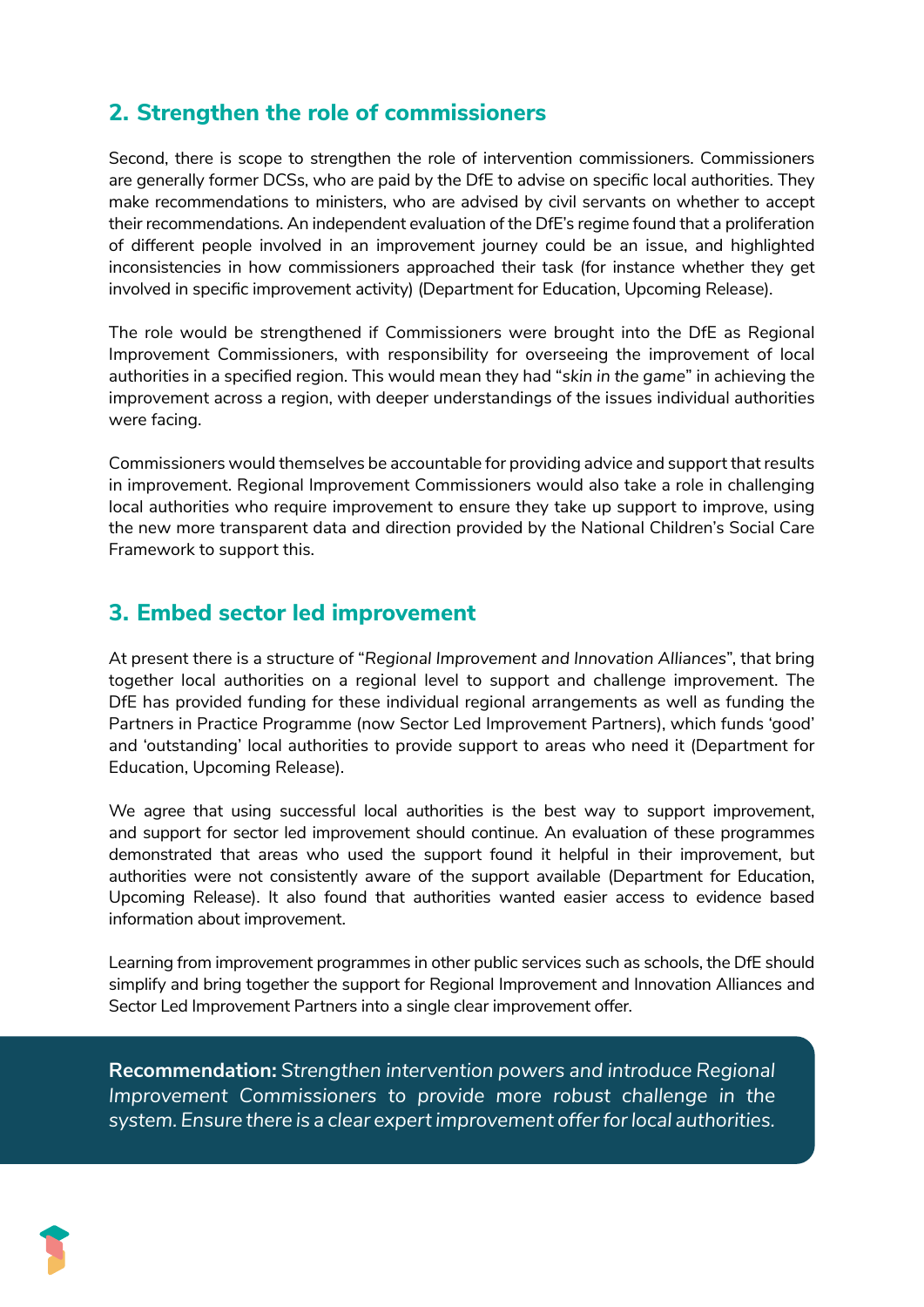## 2. Strengthen the role of commissioners

Second, there is scope to strengthen the role of intervention commissioners. Commissioners are generally former DCSs, who are paid by the DfE to advise on specific local authorities. They make recommendations to ministers, who are advised by civil servants on whether to accept their recommendations. An independent evaluation of the DfE's regime found that a proliferation of different people involved in an improvement journey could be an issue, and highlighted inconsistencies in how commissioners approached their task (for instance whether they get involved in specific improvement activity) (Department for Education, Upcoming Release).

The role would be strengthened if Commissioners were brought into the DfE as Regional Improvement Commissioners, with responsibility for overseeing the improvement of local authorities in a specified region. This would mean they had "*skin in the game*" in achieving the improvement across a region, with deeper understandings of the issues individual authorities were facing.

Commissioners would themselves be accountable for providing advice and support that results in improvement. Regional Improvement Commissioners would also take a role in challenging local authorities who require improvement to ensure they take up support to improve, using the new more transparent data and direction provided by the National Children's Social Care Framework to support this.

## 3. Embed sector led improvement

At present there is a structure of "*Regional Improvement and Innovation Alliances*", that bring together local authorities on a regional level to support and challenge improvement. The DfE has provided funding for these individual regional arrangements as well as funding the Partners in Practice Programme (now Sector Led Improvement Partners), which funds 'good' and 'outstanding' local authorities to provide support to areas who need it (Department for Education, Upcoming Release).

We agree that using successful local authorities is the best way to support improvement, and support for sector led improvement should continue. An evaluation of these programmes demonstrated that areas who used the support found it helpful in their improvement, but authorities were not consistently aware of the support available (Department for Education, Upcoming Release). It also found that authorities wanted easier access to evidence based information about improvement.

Learning from improvement programmes in other public services such as schools, the DfE should simplify and bring together the support for Regional Improvement and Innovation Alliances and Sector Led Improvement Partners into a single clear improvement offer.

**Recommendation:** *Strengthen intervention powers and introduce Regional Improvement Commissioners to provide more robust challenge in the system. Ensure there is a clear expert improvement offer for local authorities.*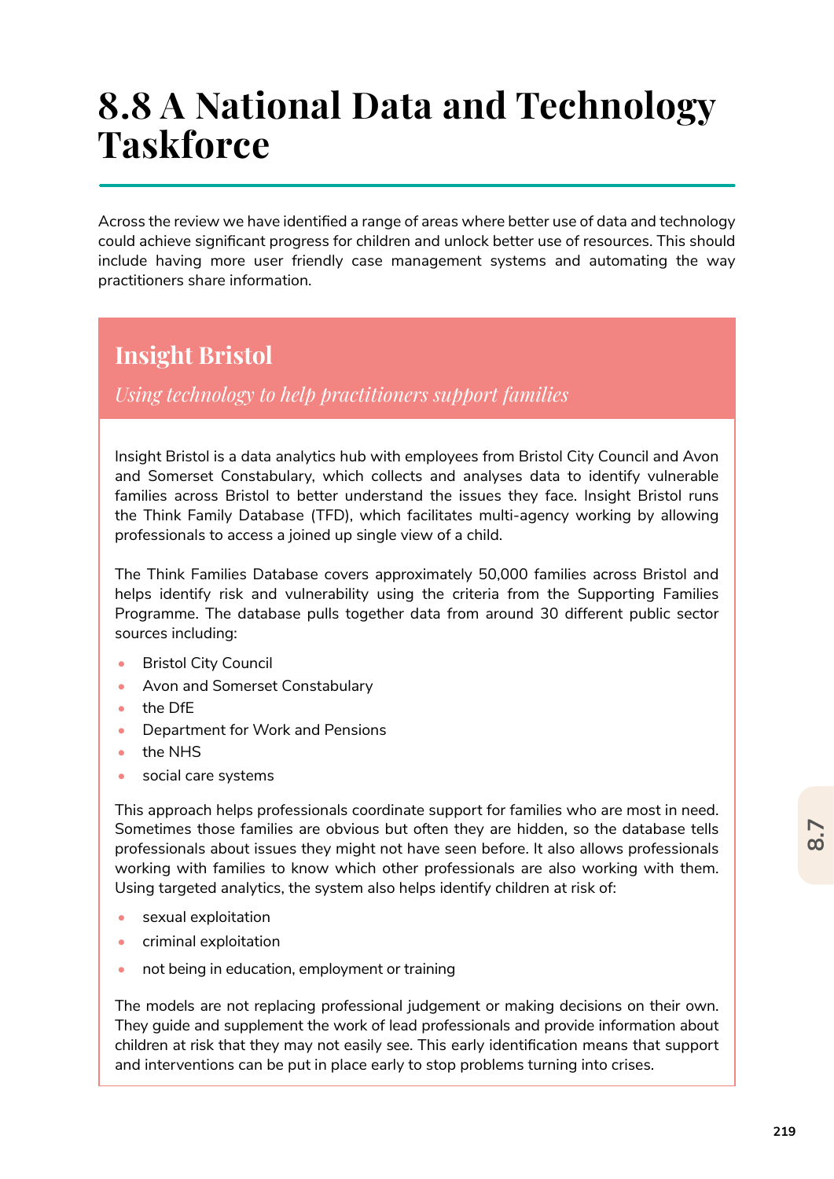# 8.8 A National Data and Technology Taskforce

Across the review we have identified a range of areas where better use of data and technology could achieve significant progress for children and unlock better use of resources. This should include having more user friendly case management systems and automating the way practitioners share information.

## Insight Bristol

*Using technology to help practitioners support families*

Insight Bristol is a data analytics hub with employees from Bristol City Council and Avon and Somerset Constabulary, which collects and analyses data to identify vulnerable families across Bristol to better understand the issues they face. Insight Bristol runs the Think Family Database (TFD), which facilitates multi-agency working by allowing professionals to access a joined up single view of a child.

The Think Families Database covers approximately 50,000 families across Bristol and helps identify risk and vulnerability using the criteria from the Supporting Families Programme. The database pulls together data from around 30 different public sector sources including:

- Bristol City Council
- Avon and Somerset Constabulary
- the DfE
- Department for Work and Pensions
- the NHS
- social care systems

This approach helps professionals coordinate support for families who are most in need. Sometimes those families are obvious but often they are hidden, so the database tells professionals about issues they might not have seen before. It also allows professionals working with families to know which other professionals are also working with them. Using targeted analytics, the system also helps identify children at risk of:

- sexual exploitation
- criminal exploitation
- not being in education, employment or training

The models are not replacing professional judgement or making decisions on their own. They guide and supplement the work of lead professionals and provide information about children at risk that they may not easily see. This early identification means that support and interventions can be put in place early to stop problems turning into crises.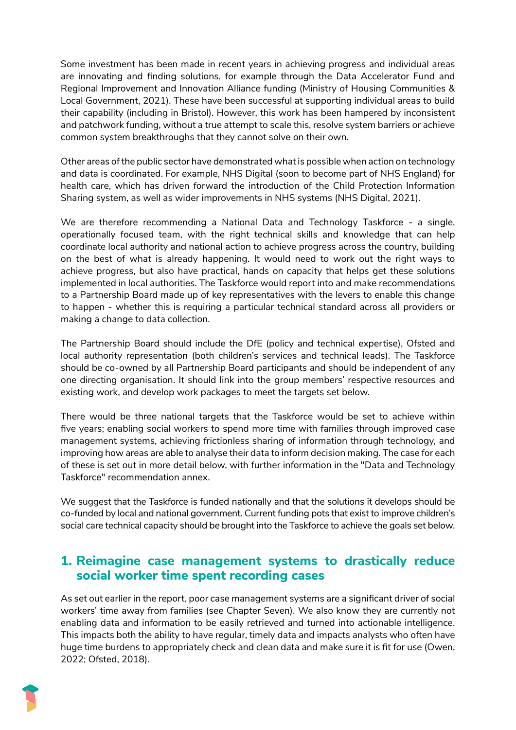Some investment has been made in recent years in achieving progress and individual areas are innovating and finding solutions, for example through the Data Accelerator Fund and Regional Improvement and Innovation Alliance funding (Ministry of Housing Communities & Local Government, 2021). These have been successful at supporting individual areas to build their capability (including in Bristol). However, this work has been hampered by inconsistent and patchwork funding, without a true attempt to scale this, resolve system barriers or achieve common system breakthroughs that they cannot solve on their own.

Other areas of the public sector have demonstrated what is possible when action on technology and data is coordinated. For example, NHS Digital (soon to become part of NHS England) for health care, which has driven forward the introduction of the Child Protection Information Sharing system, as well as wider improvements in NHS systems (NHS Digital, 2021).

We are therefore recommending a National Data and Technology Taskforce - a single, operationally focused team, with the right technical skills and knowledge that can help coordinate local authority and national action to achieve progress across the country, building on the best of what is already happening. It would need to work out the right ways to achieve progress, but also have practical, hands on capacity that helps get these solutions implemented in local authorities. The Taskforce would report into and make recommendations to a Partnership Board made up of key representatives with the levers to enable this change to happen - whether this is requiring a particular technical standard across all providers or making a change to data collection.

The Partnership Board should include the DfE (policy and technical expertise), Ofsted and local authority representation (both children's services and technical leads). The Taskforce should be co-owned by all Partnership Board participants and should be independent of any one directing organisation. It should link into the group members' respective resources and existing work, and develop work packages to meet the targets set below.

There would be three national targets that the Taskforce would be set to achieve within five years; enabling social workers to spend more time with families through improved case management systems, achieving frictionless sharing of information through technology, and improving how areas are able to analyse their data to inform decision making. The case for each of these is set out in more detail below, with further information in the "Data and Technology Taskforce" recommendation annex.

We suggest that the Taskforce is funded nationally and that the solutions it develops should be co-funded by local and national government. Current funding pots that exist to improve children's social care technical capacity should be brought into the Taskforce to achieve the goals set below.

## 1. Reimagine case management systems to drastically reduce social worker time spent recording cases

As set out earlier in the report, poor case management systems are a significant driver of social workers' time away from families (see Chapter Seven). We also know they are currently not enabling data and information to be easily retrieved and turned into actionable intelligence. This impacts both the ability to have regular, timely data and impacts analysts who often have huge time burdens to appropriately check and clean data and make sure it is fit for use (Owen, 2022; Ofsted, 2018).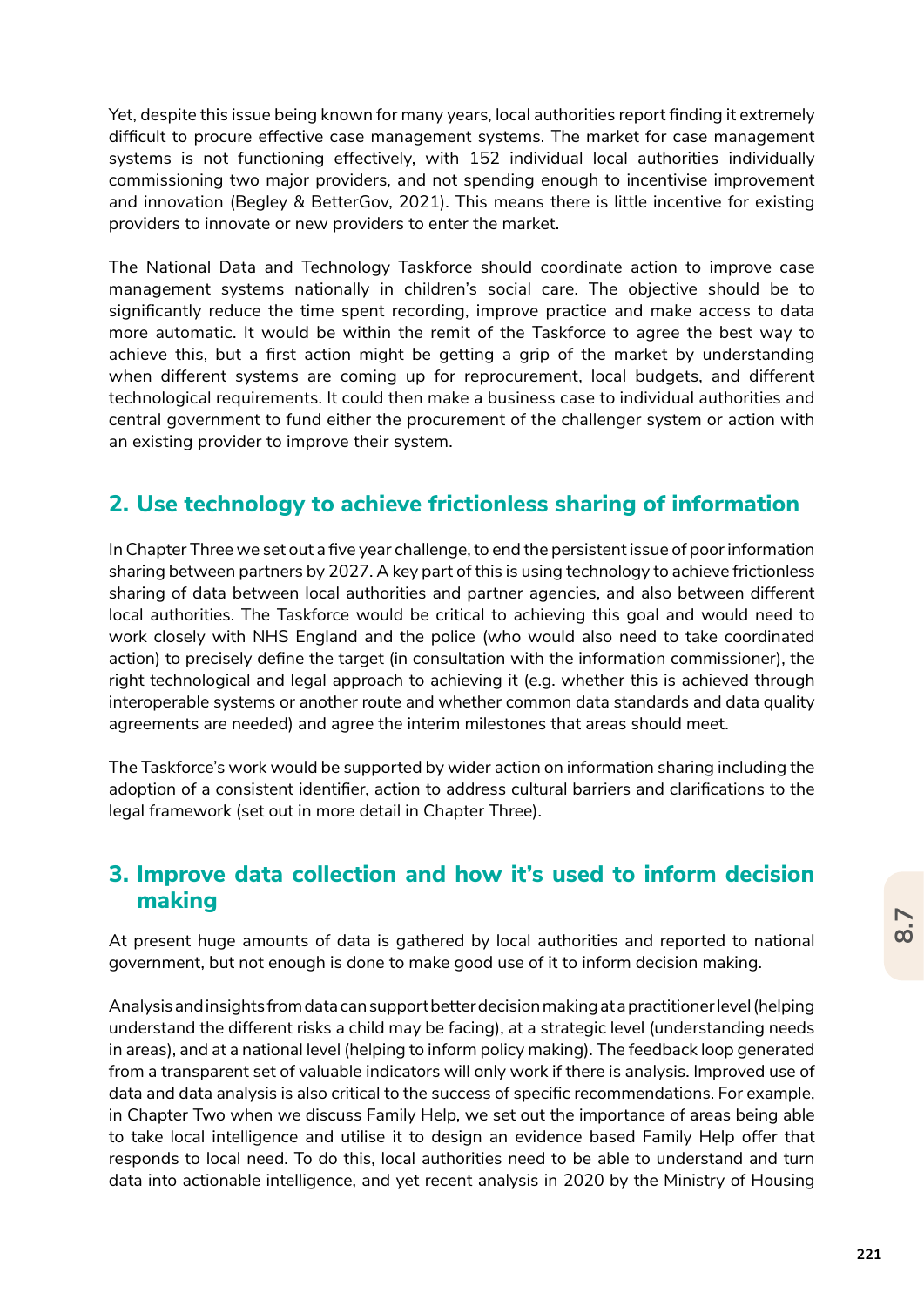Yet, despite this issue being known for many years, local authorities report finding it extremely difficult to procure effective case management systems. The market for case management systems is not functioning effectively, with 152 individual local authorities individually commissioning two major providers, and not spending enough to incentivise improvement and innovation (Begley & BetterGov, 2021). This means there is little incentive for existing providers to innovate or new providers to enter the market.

The National Data and Technology Taskforce should coordinate action to improve case management systems nationally in children's social care. The objective should be to significantly reduce the time spent recording, improve practice and make access to data more automatic. It would be within the remit of the Taskforce to agree the best way to achieve this, but a first action might be getting a grip of the market by understanding when different systems are coming up for reprocurement, local budgets, and different technological requirements. It could then make a business case to individual authorities and central government to fund either the procurement of the challenger system or action with an existing provider to improve their system.

## 2. Use technology to achieve frictionless sharing of information

In Chapter Three we set out a five year challenge, to end the persistent issue of poor information sharing between partners by 2027. A key part of this is using technology to achieve frictionless sharing of data between local authorities and partner agencies, and also between different local authorities. The Taskforce would be critical to achieving this goal and would need to work closely with NHS England and the police (who would also need to take coordinated action) to precisely define the target (in consultation with the information commissioner), the right technological and legal approach to achieving it (e.g. whether this is achieved through interoperable systems or another route and whether common data standards and data quality agreements are needed) and agree the interim milestones that areas should meet.

The Taskforce's work would be supported by wider action on information sharing including the adoption of a consistent identifier, action to address cultural barriers and clarifications to the legal framework (set out in more detail in Chapter Three).

## 3. Improve data collection and how it's used to inform decision making

At present huge amounts of data is gathered by local authorities and reported to national government, but not enough is done to make good use of it to inform decision making.

Analysis and insights from data can support better decision making at a practitioner level (helping understand the different risks a child may be facing), at a strategic level (understanding needs in areas), and at a national level (helping to inform policy making). The feedback loop generated from a transparent set of valuable indicators will only work if there is analysis. Improved use of data and data analysis is also critical to the success of specific recommendations. For example, in Chapter Two when we discuss Family Help, we set out the importance of areas being able to take local intelligence and utilise it to design an evidence based Family Help offer that responds to local need. To do this, local authorities need to be able to understand and turn data into actionable intelligence, and yet recent analysis in 2020 by the Ministry of Housing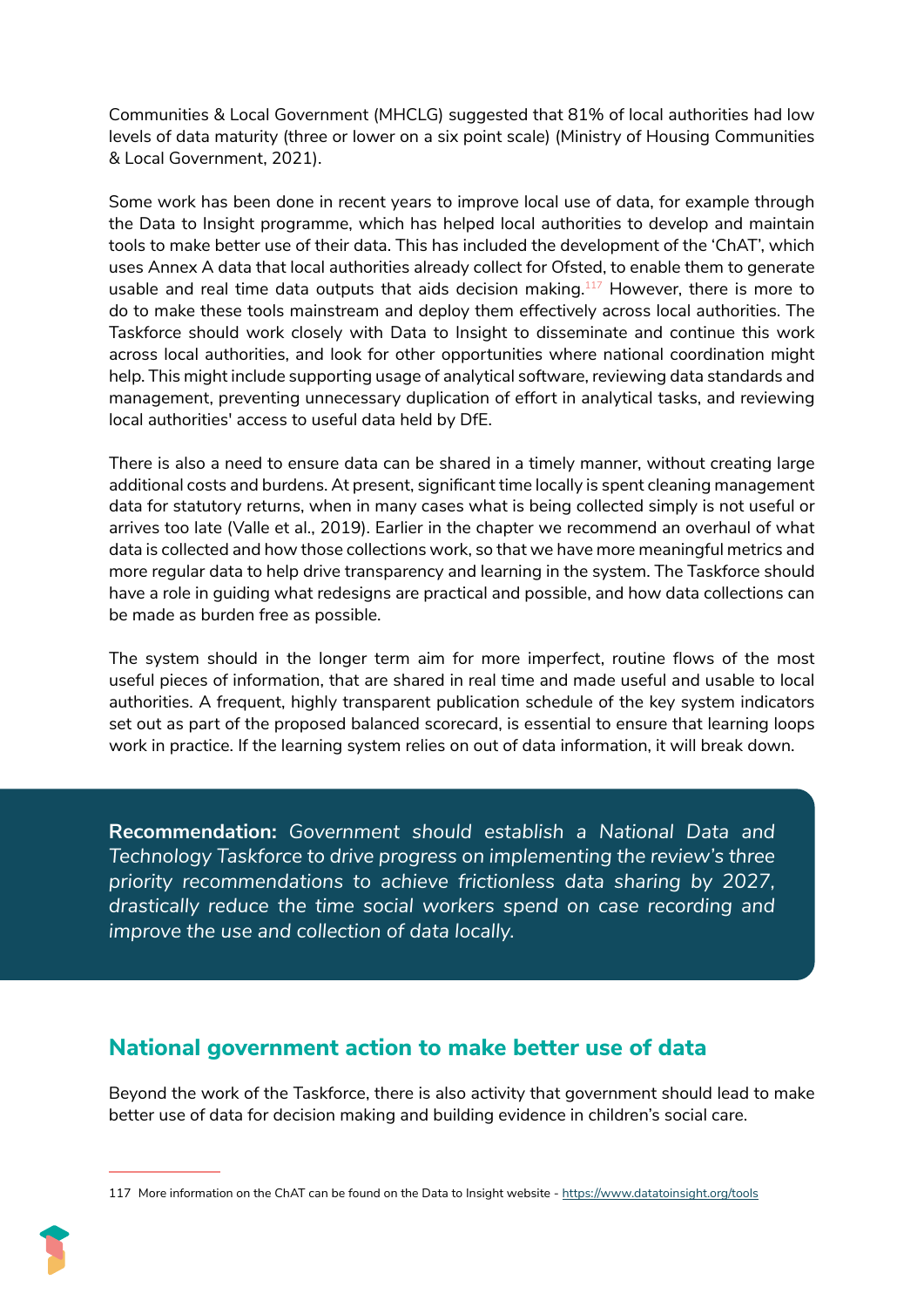Communities & Local Government (MHCLG) suggested that 81% of local authorities had low levels of data maturity (three or lower on a six point scale) (Ministry of Housing Communities & Local Government, 2021).

Some work has been done in recent years to improve local use of data, for example through the Data to Insight programme, which has helped local authorities to develop and maintain tools to make better use of their data. This has included the development of the 'ChAT', which uses Annex A data that local authorities already collect for Ofsted, to enable them to generate usable and real time data outputs that aids decision making.[117] However, there is more to do to make these tools mainstream and deploy them effectively across local authorities. The Taskforce should work closely with Data to Insight to disseminate and continue this work across local authorities, and look for other opportunities where national coordination might help. This might include supporting usage of analytical software, reviewing data standards and management, preventing unnecessary duplication of effort in analytical tasks, and reviewing local authorities' access to useful data held by DfE.

There is also a need to ensure data can be shared in a timely manner, without creating large additional costs and burdens. At present, significant time locally is spent cleaning management data for statutory returns, when in many cases what is being collected simply is not useful or arrives too late (Valle et al., 2019). Earlier in the chapter we recommend an overhaul of what data is collected and how those collections work, so that we have more meaningful metrics and more regular data to help drive transparency and learning in the system. The Taskforce should have a role in guiding what redesigns are practical and possible, and how data collections can be made as burden free as possible.

The system should in the longer term aim for more imperfect, routine flows of the most useful pieces of information, that are shared in real time and made useful and usable to local authorities. A frequent, highly transparent publication schedule of the key system indicators set out as part of the proposed balanced scorecard, is essential to ensure that learning loops work in practice. If the learning system relies on out of data information, it will break down.

**Recommendation:** *Government should establish a National Data and Technology Taskforce to drive progress on implementing the review's three priority recommendations to achieve frictionless data sharing by 2027, drastically reduce the time social workers spend on case recording and improve the use and collection of data locally.*

## National government action to make better use of data

Beyond the work of the Taskforce, there is also activity that government should lead to make better use of data for decision making and building evidence in children's social care.

117 More information on the ChAT can be found on the Data to Insight website - https://www.datatoinsight.org/tools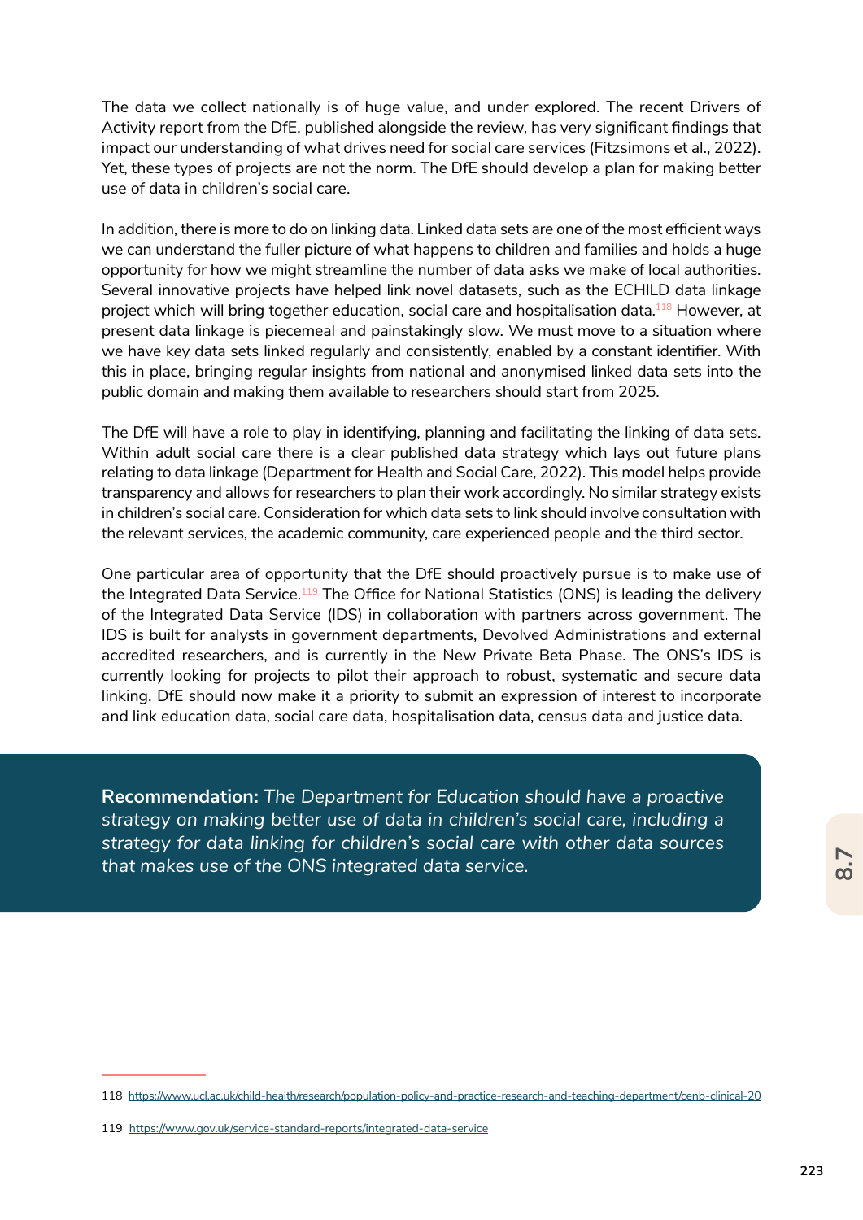The data we collect nationally is of huge value, and under explored. The recent Drivers of Activity report from the DfE, published alongside the review, has very significant findings that impact our understanding of what drives need for social care services (Fitzsimons et al., 2022). Yet, these types of projects are not the norm. The DfE should develop a plan for making better use of data in children's social care.

In addition, there is more to do on linking data. Linked data sets are one of the most efficient ways we can understand the fuller picture of what happens to children and families and holds a huge opportunity for how we might streamline the number of data asks we make of local authorities. Several innovative projects have helped link novel datasets, such as the ECHILD data linkage project which will bring together education, social care and hospitalisation data.[118] However, at present data linkage is piecemeal and painstakingly slow. We must move to a situation where we have key data sets linked regularly and consistently, enabled by a constant identifier. With this in place, bringing regular insights from national and anonymised linked data sets into the public domain and making them available to researchers should start from 2025.

The DfE will have a role to play in identifying, planning and facilitating the linking of data sets. Within adult social care there is a clear published data strategy which lays out future plans relating to data linkage (Department for Health and Social Care, 2022). This model helps provide transparency and allows for researchers to plan their work accordingly. No similar strategy exists in children's social care. Consideration for which data sets to link should involve consultation with the relevant services, the academic community, care experienced people and the third sector.

One particular area of opportunity that the DfE should proactively pursue is to make use of the Integrated Data Service.[119] The Office for National Statistics (ONS) is leading the delivery of the Integrated Data Service (IDS) in collaboration with partners across government. The IDS is built for analysts in government departments, Devolved Administrations and external accredited researchers, and is currently in the New Private Beta Phase. The ONS's IDS is currently looking for projects to pilot their approach to robust, systematic and secure data linking. DfE should now make it a priority to submit an expression of interest to incorporate and link education data, social care data, hospitalisation data, census data and justice data.

**Recommendation:** *The Department for Education should have a proactive strategy on making better use of data in children's social care, including a strategy for data linking for children's social care with other data sources that makes use of the ONS integrated data service.*

---

118 https://www.ucl.ac.uk/child-health/research/population-policy-and-practice-research-and-teaching-department/cenb-clinical-20

119 https://www.gov.uk/service-standard-reports/integrated-data-service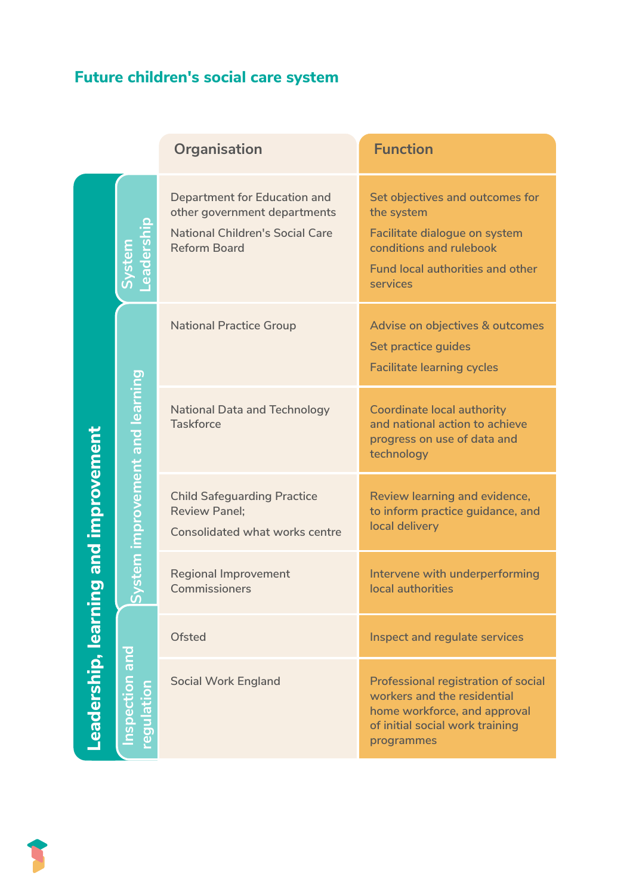## Future children's social care system

| | | Organisation | Function |
|---|---|---|---|
| Leadership, learning and improvement | System Leadership | Department for Education and other government departments<br><br>National Children's Social Care Reform Board | Set objectives and outcomes for the system<br><br>Facilitate dialogue on system conditions and rulebook<br><br>Fund local authorities and other services |
| | System improvement and learning | National Practice Group | Advise on objectives & outcomes<br><br>Set practice guides<br><br>Facilitate learning cycles |
| | | National Data and Technology Taskforce | Coordinate local authority and national action to achieve progress on use of data and technology |
| | | Child Safeguarding Practice Review Panel;<br><br>Consolidated what works centre | Review learning and evidence, to inform practice guidance, and local delivery |
| | | Regional Improvement Commissioners | Intervene with underperforming local authorities |
| | Inspection and regulation | Ofsted | Inspect and regulate services |
| | | Social Work England | Professional registration of social workers and the residential home workforce, and approval of initial social work training programmes |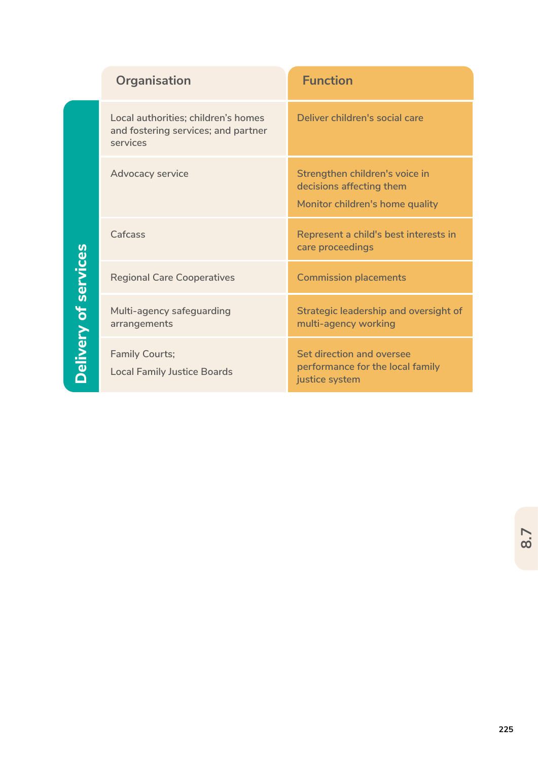| | Organisation | Function |
|---|---|---|
| Delivery of services | Local authorities; children's homes and fostering services; and partner services | Deliver children's social care |
| | Advocacy service | Strengthen children's voice in decisions affecting them<br><br>Monitor children's home quality |
| | Cafcass | Represent a child's best interests in care proceedings |
| | Regional Care Cooperatives | Commission placements |
| | Multi-agency safeguarding arrangements | Strategic leadership and oversight of multi-agency working |
| | Family Courts;<br><br>Local Family Justice Boards | Set direction and oversee performance for the local family justice system |